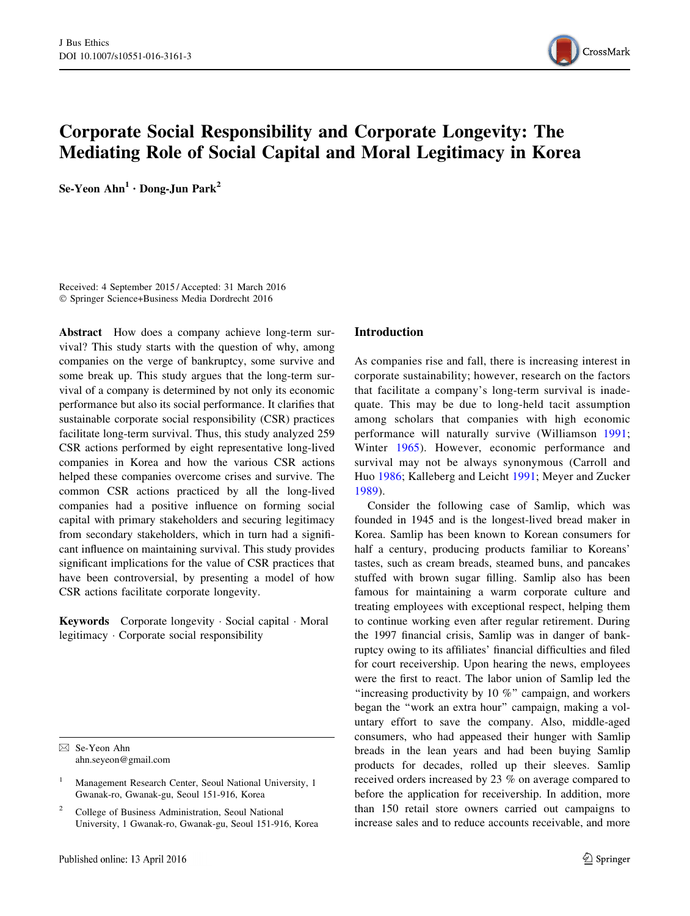# Corporate Social Responsibility and Corporate Longevity: The Mediating Role of Social Capital and Moral Legitimacy in Korea

**Se-Yeon Ahn[1] · Dong-Jun Park[2]**

Received: 4 September 2015 / Accepted: 31 March 2016
© Springer Science+Business Media Dordrecht 2016

**Abstract** How does a company achieve long-term survival? This study starts with the question of why, among companies on the verge of bankruptcy, some survive and some break up. This study argues that the long-term survival of a company is determined by not only its economic performance but also its social performance. It clarifies that sustainable corporate social responsibility (CSR) practices facilitate long-term survival. Thus, this study analyzed 259 CSR actions performed by eight representative long-lived companies in Korea and how the various CSR actions helped these companies overcome crises and survive. The common CSR actions practiced by all the long-lived companies had a positive influence on forming social capital with primary stakeholders and securing legitimacy from secondary stakeholders, which in turn had a significant influence on maintaining survival. This study provides significant implications for the value of CSR practices that have been controversial, by presenting a model of how CSR actions facilitate corporate longevity.

**Keywords** Corporate longevity · Social capital · Moral legitimacy · Corporate social responsibility

✉ Se-Yeon Ahn
ahn.seyeon@gmail.com

[1] Management Research Center, Seoul National University, 1 Gwanak-ro, Gwanak-gu, Seoul 151-916, Korea

[2] College of Business Administration, Seoul National University, 1 Gwanak-ro, Gwanak-gu, Seoul 151-916, Korea

## Introduction

As companies rise and fall, there is increasing interest in corporate sustainability; however, research on the factors that facilitate a company's long-term survival is inadequate. This may be due to long-held tacit assumption among scholars that companies with high economic performance will naturally survive (Williamson 1991; Winter 1965). However, economic performance and survival may not be always synonymous (Carroll and Huo 1986; Kalleberg and Leicht 1991; Meyer and Zucker 1989).

Consider the following case of Samlip, which was founded in 1945 and is the longest-lived bread maker in Korea. Samlip has been known to Korean consumers for half a century, producing products familiar to Koreans' tastes, such as cream breads, steamed buns, and pancakes stuffed with brown sugar filling. Samlip also has been famous for maintaining a warm corporate culture and treating employees with exceptional respect, helping them to continue working even after regular retirement. During the 1997 financial crisis, Samlip was in danger of bankruptcy owing to its affiliates' financial difficulties and filed for court receivership. Upon hearing the news, employees were the first to react. The labor union of Samlip led the "increasing productivity by 10 %" campaign, and workers began the "work an extra hour" campaign, making a voluntary effort to save the company. Also, middle-aged consumers, who had appeased their hunger with Samlip breads in the lean years and had been buying Samlip products for decades, rolled up their sleeves. Samlip received orders increased by 23 % on average compared to before the application for receivership. In addition, more than 150 retail store owners carried out campaigns to increase sales and to reduce accounts receivable, and more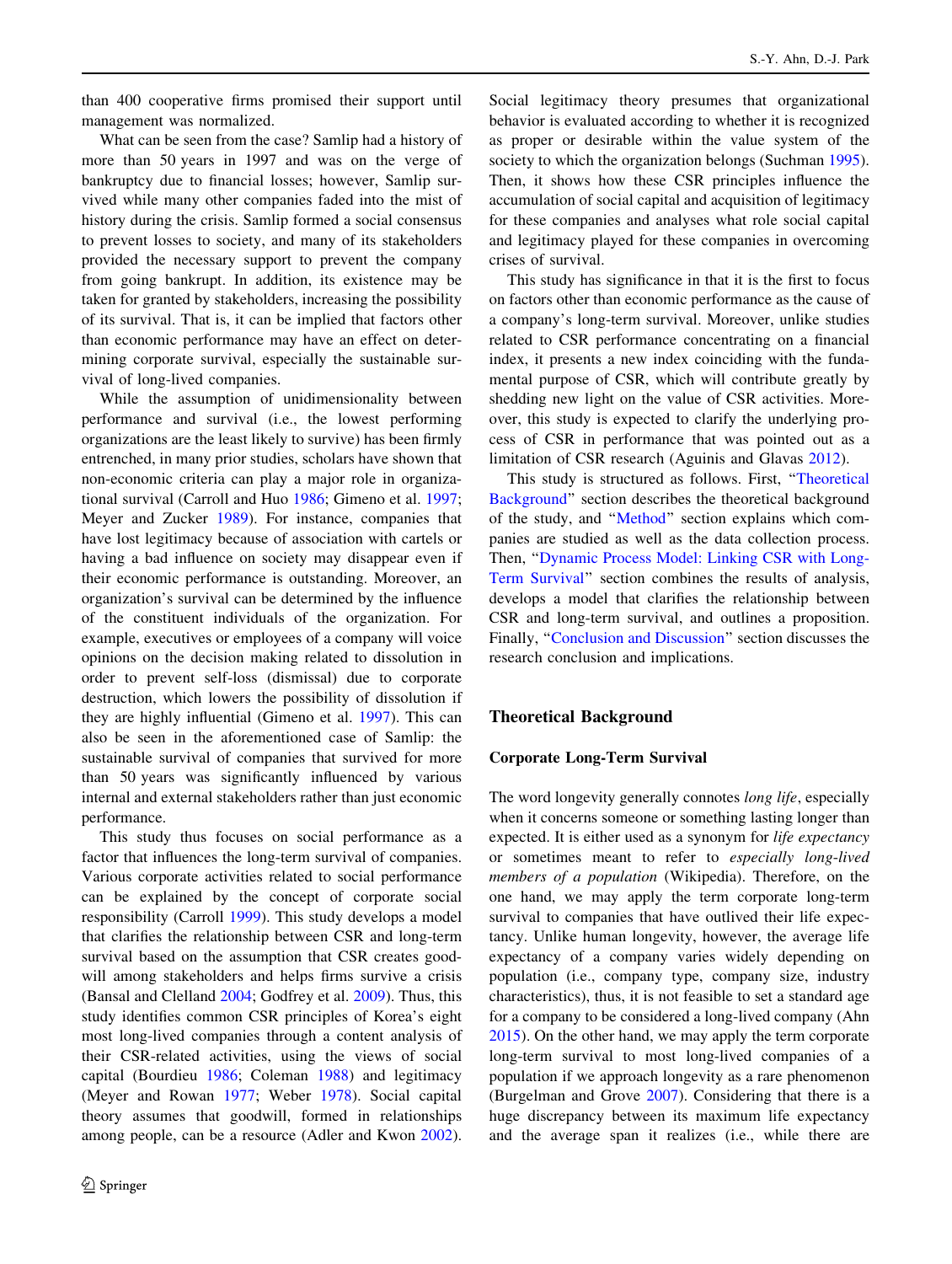than 400 cooperative firms promised their support until management was normalized.

What can be seen from the case? Samlip had a history of more than 50 years in 1997 and was on the verge of bankruptcy due to financial losses; however, Samlip survived while many other companies faded into the mist of history during the crisis. Samlip formed a social consensus to prevent losses to society, and many of its stakeholders provided the necessary support to prevent the company from going bankrupt. In addition, its existence may be taken for granted by stakeholders, increasing the possibility of its survival. That is, it can be implied that factors other than economic performance may have an effect on determining corporate survival, especially the sustainable survival of long-lived companies.

While the assumption of unidimensionality between performance and survival (i.e., the lowest performing organizations are the least likely to survive) has been firmly entrenched, in many prior studies, scholars have shown that non-economic criteria can play a major role in organizational survival (Carroll and Huo 1986; Gimeno et al. 1997; Meyer and Zucker 1989). For instance, companies that have lost legitimacy because of association with cartels or having a bad influence on society may disappear even if their economic performance is outstanding. Moreover, an organization's survival can be determined by the influence of the constituent individuals of the organization. For example, executives or employees of a company will voice opinions on the decision making related to dissolution in order to prevent self-loss (dismissal) due to corporate destruction, which lowers the possibility of dissolution if they are highly influential (Gimeno et al. 1997). This can also be seen in the aforementioned case of Samlip: the sustainable survival of companies that survived for more than 50 years was significantly influenced by various internal and external stakeholders rather than just economic performance.

This study thus focuses on social performance as a factor that influences the long-term survival of companies. Various corporate activities related to social performance can be explained by the concept of corporate social responsibility (Carroll 1999). This study develops a model that clarifies the relationship between CSR and long-term survival based on the assumption that CSR creates goodwill among stakeholders and helps firms survive a crisis (Bansal and Clelland 2004; Godfrey et al. 2009). Thus, this study identifies common CSR principles of Korea's eight most long-lived companies through a content analysis of their CSR-related activities, using the views of social capital (Bourdieu 1986; Coleman 1988) and legitimacy (Meyer and Rowan 1977; Weber 1978). Social capital theory assumes that goodwill, formed in relationships among people, can be a resource (Adler and Kwon 2002). Social legitimacy theory presumes that organizational behavior is evaluated according to whether it is recognized as proper or desirable within the value system of the society to which the organization belongs (Suchman 1995). Then, it shows how these CSR principles influence the accumulation of social capital and acquisition of legitimacy for these companies and analyses what role social capital and legitimacy played for these companies in overcoming crises of survival.

This study has significance in that it is the first to focus on factors other than economic performance as the cause of a company's long-term survival. Moreover, unlike studies related to CSR performance concentrating on a financial index, it presents a new index coinciding with the fundamental purpose of CSR, which will contribute greatly by shedding new light on the value of CSR activities. Moreover, this study is expected to clarify the underlying process of CSR in performance that was pointed out as a limitation of CSR research (Aguinis and Glavas 2012).

This study is structured as follows. First, "Theoretical Background" section describes the theoretical background of the study, and "Method" section explains which companies are studied as well as the data collection process. Then, "Dynamic Process Model: Linking CSR with Long-Term Survival" section combines the results of analysis, develops a model that clarifies the relationship between CSR and long-term survival, and outlines a proposition. Finally, "Conclusion and Discussion" section discusses the research conclusion and implications.

## Theoretical Background

### Corporate Long-Term Survival

The word longevity generally connotes *long life*, especially when it concerns someone or something lasting longer than expected. It is either used as a synonym for *life expectancy* or sometimes meant to refer to *especially long-lived members of a population* (Wikipedia). Therefore, on the one hand, we may apply the term corporate long-term survival to companies that have outlived their life expectancy. Unlike human longevity, however, the average life expectancy of a company varies widely depending on population (i.e., company type, company size, industry characteristics), thus, it is not feasible to set a standard age for a company to be considered a long-lived company (Ahn 2015). On the other hand, we may apply the term corporate long-term survival to most long-lived companies of a population if we approach longevity as a rare phenomenon (Burgelman and Grove 2007). Considering that there is a huge discrepancy between its maximum life expectancy and the average span it realizes (i.e., while there are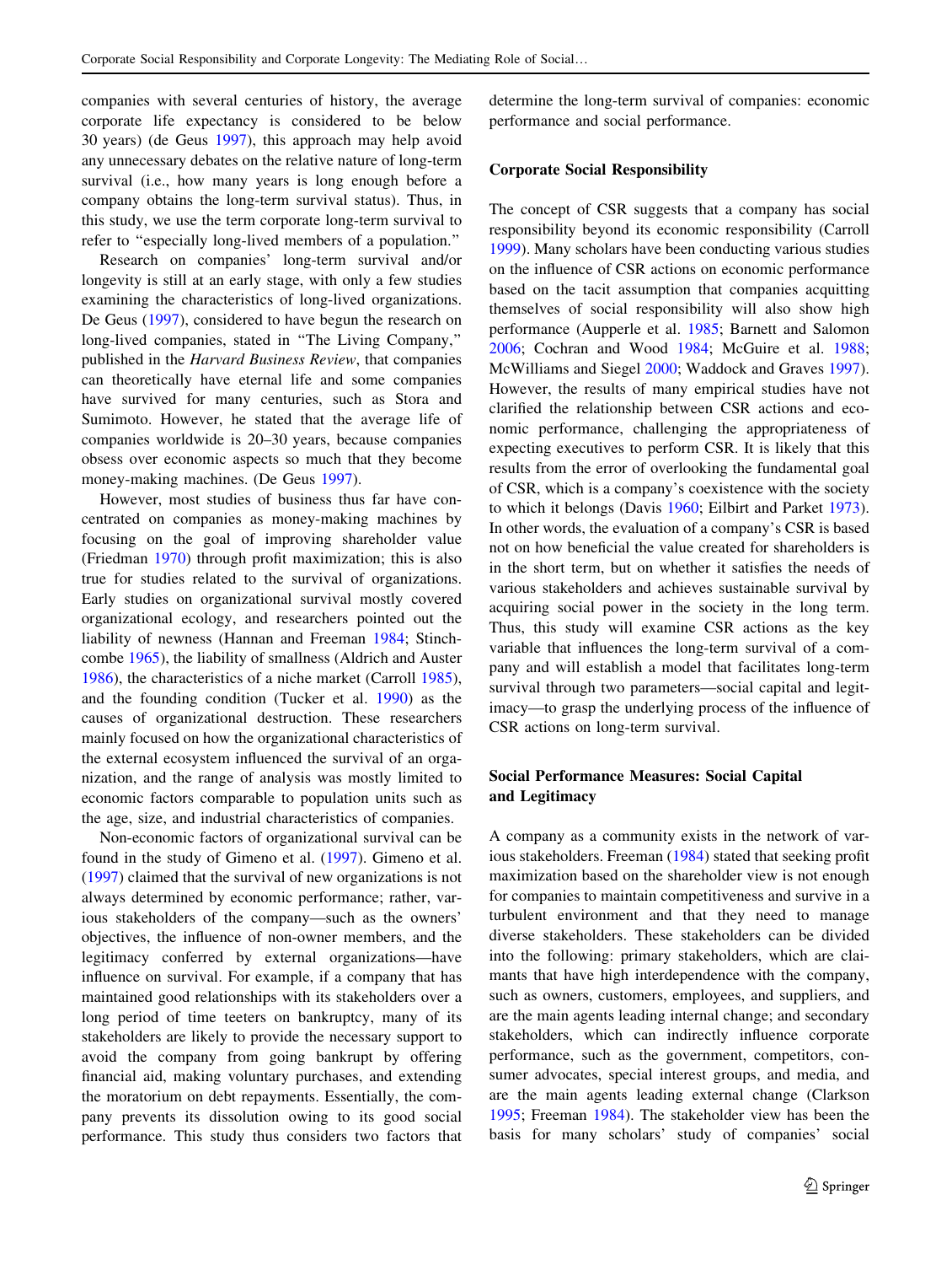companies with several centuries of history, the average corporate life expectancy is considered to be below 30 years) (de Geus 1997), this approach may help avoid any unnecessary debates on the relative nature of long-term survival (i.e., how many years is long enough before a company obtains the long-term survival status). Thus, in this study, we use the term corporate long-term survival to refer to "especially long-lived members of a population."

Research on companies' long-term survival and/or longevity is still at an early stage, with only a few studies examining the characteristics of long-lived organizations. De Geus (1997), considered to have begun the research on long-lived companies, stated in "The Living Company," published in the *Harvard Business Review*, that companies can theoretically have eternal life and some companies have survived for many centuries, such as Stora and Sumimoto. However, he stated that the average life of companies worldwide is 20–30 years, because companies obsess over economic aspects so much that they become money-making machines. (De Geus 1997).

However, most studies of business thus far have concentrated on companies as money-making machines by focusing on the goal of improving shareholder value (Friedman 1970) through profit maximization; this is also true for studies related to the survival of organizations. Early studies on organizational survival mostly covered organizational ecology, and researchers pointed out the liability of newness (Hannan and Freeman 1984; Stinchcombe 1965), the liability of smallness (Aldrich and Auster 1986), the characteristics of a niche market (Carroll 1985), and the founding condition (Tucker et al. 1990) as the causes of organizational destruction. These researchers mainly focused on how the organizational characteristics of the external ecosystem influenced the survival of an organization, and the range of analysis was mostly limited to economic factors comparable to population units such as the age, size, and industrial characteristics of companies.

Non-economic factors of organizational survival can be found in the study of Gimeno et al. (1997). Gimeno et al. (1997) claimed that the survival of new organizations is not always determined by economic performance; rather, various stakeholders of the company—such as the owners' objectives, the influence of non-owner members, and the legitimacy conferred by external organizations—have influence on survival. For example, if a company that has maintained good relationships with its stakeholders over a long period of time teeters on bankruptcy, many of its stakeholders are likely to provide the necessary support to avoid the company from going bankrupt by offering financial aid, making voluntary purchases, and extending the moratorium on debt repayments. Essentially, the company prevents its dissolution owing to its good social performance. This study thus considers two factors that determine the long-term survival of companies: economic performance and social performance.

## Corporate Social Responsibility

The concept of CSR suggests that a company has social responsibility beyond its economic responsibility (Carroll 1999). Many scholars have been conducting various studies on the influence of CSR actions on economic performance based on the tacit assumption that companies acquitting themselves of social responsibility will also show high performance (Aupperle et al. 1985; Barnett and Salomon 2006; Cochran and Wood 1984; McGuire et al. 1988; McWilliams and Siegel 2000; Waddock and Graves 1997). However, the results of many empirical studies have not clarified the relationship between CSR actions and economic performance, challenging the appropriateness of expecting executives to perform CSR. It is likely that this results from the error of overlooking the fundamental goal of CSR, which is a company's coexistence with the society to which it belongs (Davis 1960; Eilbirt and Parket 1973). In other words, the evaluation of a company's CSR is based not on how beneficial the value created for shareholders is in the short term, but on whether it satisfies the needs of various stakeholders and achieves sustainable survival by acquiring social power in the society in the long term. Thus, this study will examine CSR actions as the key variable that influences the long-term survival of a company and will establish a model that facilitates long-term survival through two parameters—social capital and legitimacy—to grasp the underlying process of the influence of CSR actions on long-term survival.

## Social Performance Measures: Social Capital and Legitimacy

A company as a community exists in the network of various stakeholders. Freeman (1984) stated that seeking profit maximization based on the shareholder view is not enough for companies to maintain competitiveness and survive in a turbulent environment and that they need to manage diverse stakeholders. These stakeholders can be divided into the following: primary stakeholders, which are claimants that have high interdependence with the company, such as owners, customers, employees, and suppliers, and are the main agents leading internal change; and secondary stakeholders, which can indirectly influence corporate performance, such as the government, competitors, consumer advocates, special interest groups, and media, and are the main agents leading external change (Clarkson 1995; Freeman 1984). The stakeholder view has been the basis for many scholars' study of companies' social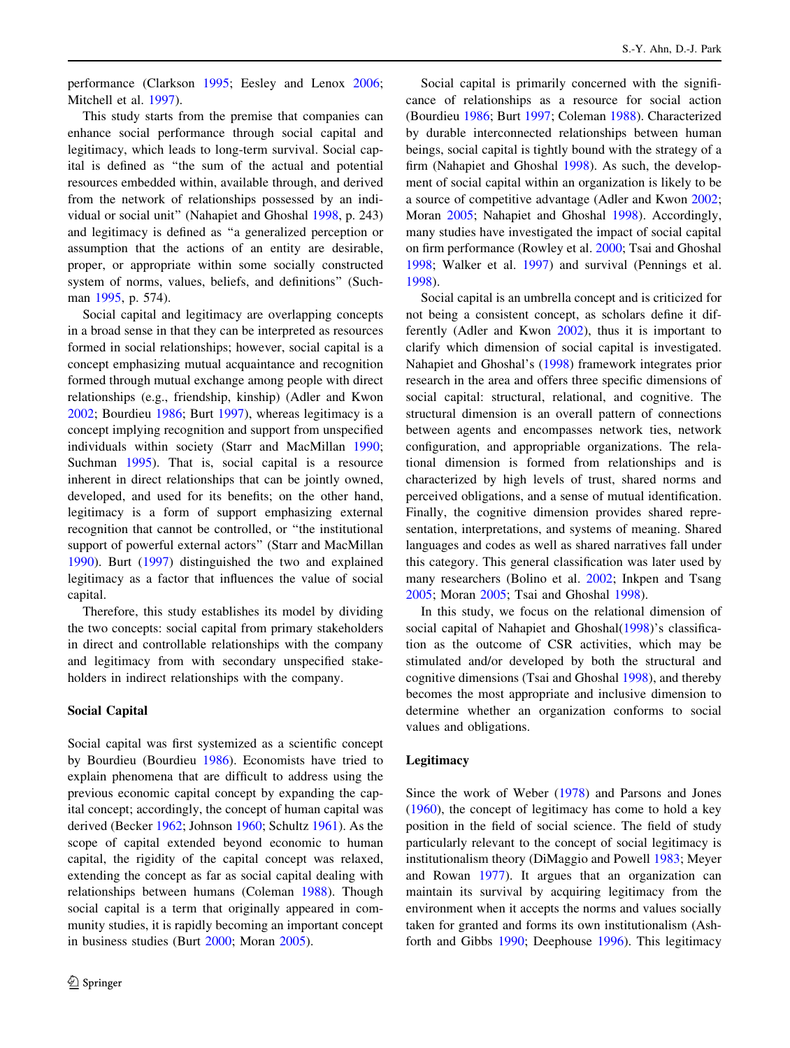performance (Clarkson 1995; Eesley and Lenox 2006; Mitchell et al. 1997).

This study starts from the premise that companies can enhance social performance through social capital and legitimacy, which leads to long-term survival. Social capital is defined as "the sum of the actual and potential resources embedded within, available through, and derived from the network of relationships possessed by an individual or social unit" (Nahapiet and Ghoshal 1998, p. 243) and legitimacy is defined as "a generalized perception or assumption that the actions of an entity are desirable, proper, or appropriate within some socially constructed system of norms, values, beliefs, and definitions" (Suchman 1995, p. 574).

Social capital and legitimacy are overlapping concepts in a broad sense in that they can be interpreted as resources formed in social relationships; however, social capital is a concept emphasizing mutual acquaintance and recognition formed through mutual exchange among people with direct relationships (e.g., friendship, kinship) (Adler and Kwon 2002; Bourdieu 1986; Burt 1997), whereas legitimacy is a concept implying recognition and support from unspecified individuals within society (Starr and MacMillan 1990; Suchman 1995). That is, social capital is a resource inherent in direct relationships that can be jointly owned, developed, and used for its benefits; on the other hand, legitimacy is a form of support emphasizing external recognition that cannot be controlled, or "the institutional support of powerful external actors" (Starr and MacMillan 1990). Burt (1997) distinguished the two and explained legitimacy as a factor that influences the value of social capital.

Therefore, this study establishes its model by dividing the two concepts: social capital from primary stakeholders in direct and controllable relationships with the company and legitimacy from with secondary unspecified stakeholders in indirect relationships with the company.

## Social Capital

Social capital was first systemized as a scientific concept by Bourdieu (Bourdieu 1986). Economists have tried to explain phenomena that are difficult to address using the previous economic capital concept by expanding the capital concept; accordingly, the concept of human capital was derived (Becker 1962; Johnson 1960; Schultz 1961). As the scope of capital extended beyond economic to human capital, the rigidity of the capital concept was relaxed, extending the concept as far as social capital dealing with relationships between humans (Coleman 1988). Though social capital is a term that originally appeared in community studies, it is rapidly becoming an important concept in business studies (Burt 2000; Moran 2005).

Social capital is primarily concerned with the significance of relationships as a resource for social action (Bourdieu 1986; Burt 1997; Coleman 1988). Characterized by durable interconnected relationships between human beings, social capital is tightly bound with the strategy of a firm (Nahapiet and Ghoshal 1998). As such, the development of social capital within an organization is likely to be a source of competitive advantage (Adler and Kwon 2002; Moran 2005; Nahapiet and Ghoshal 1998). Accordingly, many studies have investigated the impact of social capital on firm performance (Rowley et al. 2000; Tsai and Ghoshal 1998; Walker et al. 1997) and survival (Pennings et al. 1998).

Social capital is an umbrella concept and is criticized for not being a consistent concept, as scholars define it differently (Adler and Kwon 2002), thus it is important to clarify which dimension of social capital is investigated. Nahapiet and Ghoshal's (1998) framework integrates prior research in the area and offers three specific dimensions of social capital: structural, relational, and cognitive. The structural dimension is an overall pattern of connections between agents and encompasses network ties, network configuration, and appropriable organizations. The relational dimension is formed from relationships and is characterized by high levels of trust, shared norms and perceived obligations, and a sense of mutual identification. Finally, the cognitive dimension provides shared representation, interpretations, and systems of meaning. Shared languages and codes as well as shared narratives fall under this category. This general classification was later used by many researchers (Bolino et al. 2002; Inkpen and Tsang 2005; Moran 2005; Tsai and Ghoshal 1998).

In this study, we focus on the relational dimension of social capital of Nahapiet and Ghoshal(1998)'s classification as the outcome of CSR activities, which may be stimulated and/or developed by both the structural and cognitive dimensions (Tsai and Ghoshal 1998), and thereby becomes the most appropriate and inclusive dimension to determine whether an organization conforms to social values and obligations.

## Legitimacy

Since the work of Weber (1978) and Parsons and Jones (1960), the concept of legitimacy has come to hold a key position in the field of social science. The field of study particularly relevant to the concept of social legitimacy is institutionalism theory (DiMaggio and Powell 1983; Meyer and Rowan 1977). It argues that an organization can maintain its survival by acquiring legitimacy from the environment when it accepts the norms and values socially taken for granted and forms its own institutionalism (Ashforth and Gibbs 1990; Deephouse 1996). This legitimacy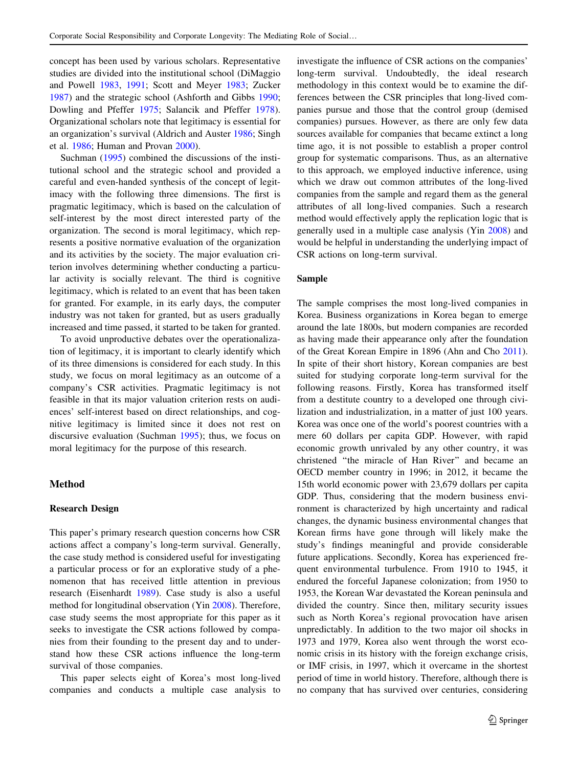concept has been used by various scholars. Representative studies are divided into the institutional school (DiMaggio and Powell 1983, 1991; Scott and Meyer 1983; Zucker 1987) and the strategic school (Ashforth and Gibbs 1990; Dowling and Pfeffer 1975; Salancik and Pfeffer 1978). Organizational scholars note that legitimacy is essential for an organization's survival (Aldrich and Auster 1986; Singh et al. 1986; Human and Provan 2000).

Suchman (1995) combined the discussions of the institutional school and the strategic school and provided a careful and even-handed synthesis of the concept of legitimacy with the following three dimensions. The first is pragmatic legitimacy, which is based on the calculation of self-interest by the most direct interested party of the organization. The second is moral legitimacy, which represents a positive normative evaluation of the organization and its activities by the society. The major evaluation criterion involves determining whether conducting a particular activity is socially relevant. The third is cognitive legitimacy, which is related to an event that has been taken for granted. For example, in its early days, the computer industry was not taken for granted, but as users gradually increased and time passed, it started to be taken for granted.

To avoid unproductive debates over the operationalization of legitimacy, it is important to clearly identify which of its three dimensions is considered for each study. In this study, we focus on moral legitimacy as an outcome of a company's CSR activities. Pragmatic legitimacy is not feasible in that its major valuation criterion rests on audiences' self-interest based on direct relationships, and cognitive legitimacy is limited since it does not rest on discursive evaluation (Suchman 1995); thus, we focus on moral legitimacy for the purpose of this research.

## Method

### Research Design

This paper's primary research question concerns how CSR actions affect a company's long-term survival. Generally, the case study method is considered useful for investigating a particular process or for an explorative study of a phenomenon that has received little attention in previous research (Eisenhardt 1989). Case study is also a useful method for longitudinal observation (Yin 2008). Therefore, case study seems the most appropriate for this paper as it seeks to investigate the CSR actions followed by companies from their founding to the present day and to understand how these CSR actions influence the long-term survival of those companies.

This paper selects eight of Korea's most long-lived companies and conducts a multiple case analysis to investigate the influence of CSR actions on the companies' long-term survival. Undoubtedly, the ideal research methodology in this context would be to examine the differences between the CSR principles that long-lived companies pursue and those that the control group (demised companies) pursues. However, as there are only few data sources available for companies that became extinct a long time ago, it is not possible to establish a proper control group for systematic comparisons. Thus, as an alternative to this approach, we employed inductive inference, using which we draw out common attributes of the long-lived companies from the sample and regard them as the general attributes of all long-lived companies. Such a research method would effectively apply the replication logic that is generally used in a multiple case analysis (Yin 2008) and would be helpful in understanding the underlying impact of CSR actions on long-term survival.

### Sample

The sample comprises the most long-lived companies in Korea. Business organizations in Korea began to emerge around the late 1800s, but modern companies are recorded as having made their appearance only after the foundation of the Great Korean Empire in 1896 (Ahn and Cho 2011). In spite of their short history, Korean companies are best suited for studying corporate long-term survival for the following reasons. Firstly, Korea has transformed itself from a destitute country to a developed one through civilization and industrialization, in a matter of just 100 years. Korea was once one of the world's poorest countries with a mere 60 dollars per capita GDP. However, with rapid economic growth unrivaled by any other country, it was christened "the miracle of Han River" and became an OECD member country in 1996; in 2012, it became the 15th world economic power with 23,679 dollars per capita GDP. Thus, considering that the modern business environment is characterized by high uncertainty and radical changes, the dynamic business environmental changes that Korean firms have gone through will likely make the study's findings meaningful and provide considerable future applications. Secondly, Korea has experienced frequent environmental turbulence. From 1910 to 1945, it endured the forceful Japanese colonization; from 1950 to 1953, the Korean War devastated the Korean peninsula and divided the country. Since then, military security issues such as North Korea's regional provocation have arisen unpredictably. In addition to the two major oil shocks in 1973 and 1979, Korea also went through the worst economic crisis in its history with the foreign exchange crisis, or IMF crisis, in 1997, which it overcame in the shortest period of time in world history. Therefore, although there is no company that has survived over centuries, considering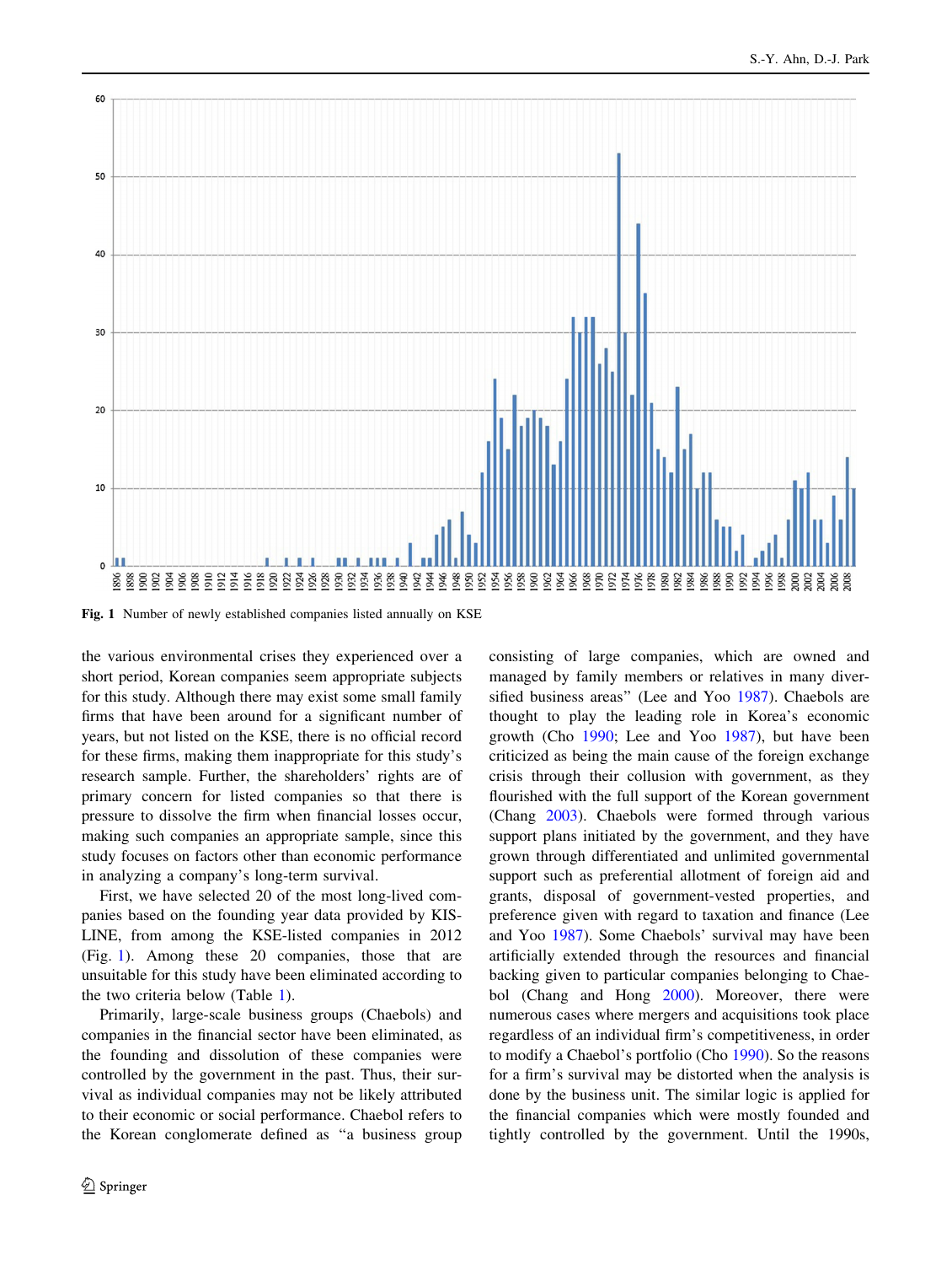Fig. 1 Number of newly established companies listed annually on KSE

the various environmental crises they experienced over a short period, Korean companies seem appropriate subjects for this study. Although there may exist some small family firms that have been around for a significant number of years, but not listed on the KSE, there is no official record for these firms, making them inappropriate for this study's research sample. Further, the shareholders' rights are of primary concern for listed companies so that there is pressure to dissolve the firm when financial losses occur, making such companies an appropriate sample, since this study focuses on factors other than economic performance in analyzing a company's long-term survival.

First, we have selected 20 of the most long-lived companies based on the founding year data provided by KIS-LINE, from among the KSE-listed companies in 2012 (Fig. 1). Among these 20 companies, those that are unsuitable for this study have been eliminated according to the two criteria below (Table 1).

Primarily, large-scale business groups (Chaebols) and companies in the financial sector have been eliminated, as the founding and dissolution of these companies were controlled by the government in the past. Thus, their survival as individual companies may not be likely attributed to their economic or social performance. Chaebol refers to the Korean conglomerate defined as "a business group consisting of large companies, which are owned and managed by family members or relatives in many diversified business areas" (Lee and Yoo 1987). Chaebols are thought to play the leading role in Korea's economic growth (Cho 1990; Lee and Yoo 1987), but have been criticized as being the main cause of the foreign exchange crisis through their collusion with government, as they flourished with the full support of the Korean government (Chang 2003). Chaebols were formed through various support plans initiated by the government, and they have grown through differentiated and unlimited governmental support such as preferential allotment of foreign aid and grants, disposal of government-vested properties, and preference given with regard to taxation and finance (Lee and Yoo 1987). Some Chaebols' survival may have been artificially extended through the resources and financial backing given to particular companies belonging to Chaebol (Chang and Hong 2000). Moreover, there were numerous cases where mergers and acquisitions took place regardless of an individual firm's competitiveness, in order to modify a Chaebol's portfolio (Cho 1990). So the reasons for a firm's survival may be distorted when the analysis is done by the business unit. The similar logic is applied for the financial companies which were mostly founded and tightly controlled by the government. Until the 1990s,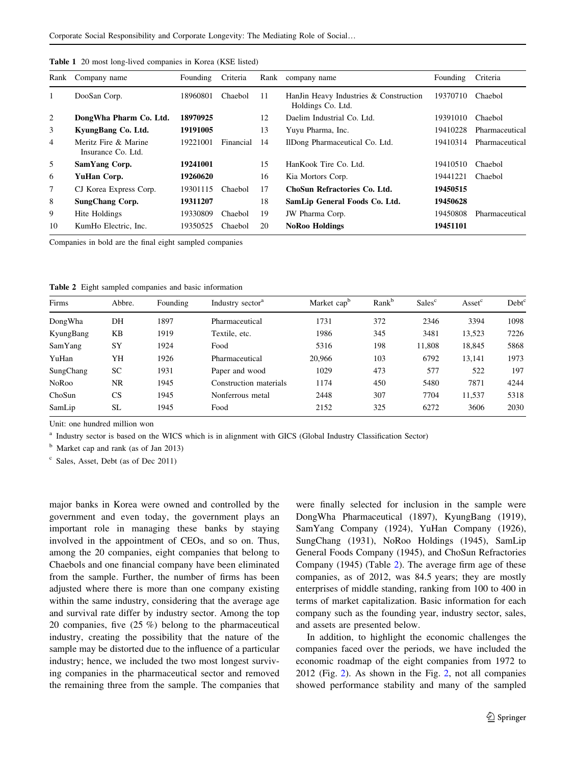**Table 1** 20 most long-lived companies in Korea (KSE listed)

| Rank | Company name | Founding | Criteria | Rank | company name | Founding | Criteria |
|---|---|---|---|---|---|---|---|
| 1 | DooSan Corp. | 18960801 | Chaebol | 11 | HanJin Heavy Industries & Construction Holdings Co. Ltd. | 19370710 | Chaebol |
| 2 | **DongWha Pharm Co. Ltd.** | **18970925** | | 12 | Daelim Industrial Co. Ltd. | 19391010 | Chaebol |
| 3 | **KyungBang Co. Ltd.** | **19191005** | | 13 | Yuyu Pharma, Inc. | 19410228 | Pharmaceutical |
| 4 | Meritz Fire & Marine Insurance Co. Ltd. | 19221001 | Financial | 14 | IlDong Pharmaceutical Co. Ltd. | 19410314 | Pharmaceutical |
| 5 | **SamYang Corp.** | **19241001** | | 15 | HanKook Tire Co. Ltd. | 19410510 | Chaebol |
| 6 | **YuHan Corp.** | **19260620** | | 16 | Kia Mortors Corp. | 19441221 | Chaebol |
| 7 | CJ Korea Express Corp. | 19301115 | Chaebol | 17 | **ChoSun Refractories Co. Ltd.** | **19450515** | |
| 8 | **SungChang Corp.** | **19311207** | | 18 | **SamLip General Foods Co. Ltd.** | **19450628** | |
| 9 | Hite Holdings | 19330809 | Chaebol | 19 | JW Pharma Corp. | 19450808 | Pharmaceutical |
| 10 | KumHo Electric, Inc. | 19350525 | Chaebol | 20 | **NoRoo Holdings** | **19451101** | |

Companies in bold are the final eight sampled companies

**Table 2** Eight sampled companies and basic information

| Firms | Abbre. | Founding | Industry sector[a] | Market cap[b] | Rank[b] | Sales[c] | Asset[c] | Debt[c] |
|---|---|---|---|---|---|---|---|---|
| DongWha | DH | 1897 | Pharmaceutical | 1731 | 372 | 2346 | 3394 | 1098 |
| KyungBang | KB | 1919 | Textile, etc. | 1986 | 345 | 3481 | 13,523 | 7226 |
| SamYang | SY | 1924 | Food | 5316 | 198 | 11,808 | 18,845 | 5868 |
| YuHan | YH | 1926 | Pharmaceutical | 20,966 | 103 | 6792 | 13,141 | 1973 |
| SungChang | SC | 1931 | Paper and wood | 1029 | 473 | 577 | 522 | 197 |
| NoRoo | NR | 1945 | Construction materials | 1174 | 450 | 5480 | 7871 | 4244 |
| ChoSun | CS | 1945 | Nonferrous metal | 2448 | 307 | 7704 | 11,537 | 5318 |
| SamLip | SL | 1945 | Food | 2152 | 325 | 6272 | 3606 | 2030 |

Unit: one hundred million won

[a] Industry sector is based on the WICS which is in alignment with GICS (Global Industry Classification Sector)

[b] Market cap and rank (as of Jan 2013)

[c] Sales, Asset, Debt (as of Dec 2011)

major banks in Korea were owned and controlled by the government and even today, the government plays an important role in managing these banks by staying involved in the appointment of CEOs, and so on. Thus, among the 20 companies, eight companies that belong to Chaebols and one financial company have been eliminated from the sample. Further, the number of firms has been adjusted where there is more than one company existing within the same industry, considering that the average age and survival rate differ by industry sector. Among the top 20 companies, five (25 %) belong to the pharmaceutical industry, creating the possibility that the nature of the sample may be distorted due to the influence of a particular industry; hence, we included the two most longest surviving companies in the pharmaceutical sector and removed the remaining three from the sample. The companies that were finally selected for inclusion in the sample were DongWha Pharmaceutical (1897), KyungBang (1919), SamYang Company (1924), YuHan Company (1926), SungChang (1931), NoRoo Holdings (1945), SamLip General Foods Company (1945), and ChoSun Refractories Company (1945) (Table 2). The average firm age of these companies, as of 2012, was 84.5 years; they are mostly enterprises of middle standing, ranking from 100 to 400 in terms of market capitalization. Basic information for each company such as the founding year, industry sector, sales, and assets are presented below.

In addition, to highlight the economic challenges the companies faced over the periods, we have included the economic roadmap of the eight companies from 1972 to 2012 (Fig. 2). As shown in the Fig. 2, not all companies showed performance stability and many of the sampled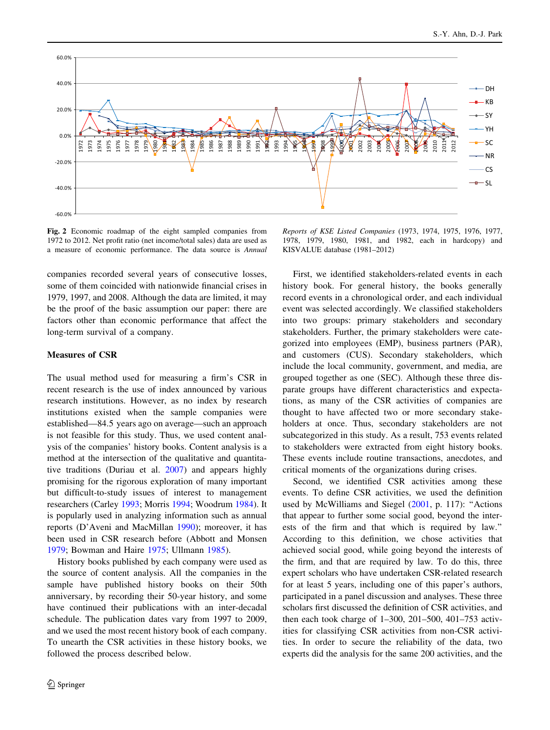**Fig. 2** Economic roadmap of the eight sampled companies from 1972 to 2012. Net profit ratio (net income/total sales) data are used as a measure of economic performance. The data source is *Annual Reports of KSE Listed Companies* (1973, 1974, 1975, 1976, 1977, 1978, 1979, 1980, 1981, and 1982, each in hardcopy) and KISVALUE database (1981–2012)

companies recorded several years of consecutive losses, some of them coincided with nationwide financial crises in 1979, 1997, and 2008. Although the data are limited, it may be the proof of the basic assumption our paper: there are factors other than economic performance that affect the long-term survival of a company.

### Measures of CSR

The usual method used for measuring a firm's CSR in recent research is the use of index announced by various research institutions. However, as no index by research institutions existed when the sample companies were established—84.5 years on average—such an approach is not feasible for this study. Thus, we used content analysis of the companies' history books. Content analysis is a method at the intersection of the qualitative and quantitative traditions (Duriau et al. 2007) and appears highly promising for the rigorous exploration of many important but difficult-to-study issues of interest to management researchers (Carley 1993; Morris 1994; Woodrum 1984). It is popularly used in analyzing information such as annual reports (D'Aveni and MacMillan 1990); moreover, it has been used in CSR research before (Abbott and Monsen 1979; Bowman and Haire 1975; Ullmann 1985).

History books published by each company were used as the source of content analysis. All the companies in the sample have published history books on their 50th anniversary, by recording their 50-year history, and some have continued their publications with an inter-decadal schedule. The publication dates vary from 1997 to 2009, and we used the most recent history book of each company. To unearth the CSR activities in these history books, we followed the process described below.

First, we identified stakeholders-related events in each history book. For general history, the books generally record events in a chronological order, and each individual event was selected accordingly. We classified stakeholders into two groups: primary stakeholders and secondary stakeholders. Further, the primary stakeholders were categorized into employees (EMP), business partners (PAR), and customers (CUS). Secondary stakeholders, which include the local community, government, and media, are grouped together as one (SEC). Although these three disparate groups have different characteristics and expectations, as many of the CSR activities of companies are thought to have affected two or more secondary stakeholders at once. Thus, secondary stakeholders are not subcategorized in this study. As a result, 753 events related to stakeholders were extracted from eight history books. These events include routine transactions, anecdotes, and critical moments of the organizations during crises.

Second, we identified CSR activities among these events. To define CSR activities, we used the definition used by McWilliams and Siegel (2001, p. 117): "Actions that appear to further some social good, beyond the interests of the firm and that which is required by law." According to this definition, we chose activities that achieved social good, while going beyond the interests of the firm, and that are required by law. To do this, three expert scholars who have undertaken CSR-related research for at least 5 years, including one of this paper's authors, participated in a panel discussion and analyses. These three scholars first discussed the definition of CSR activities, and then each took charge of 1–300, 201–500, 401–753 activities for classifying CSR activities from non-CSR activities. In order to secure the reliability of the data, two experts did the analysis for the same 200 activities, and the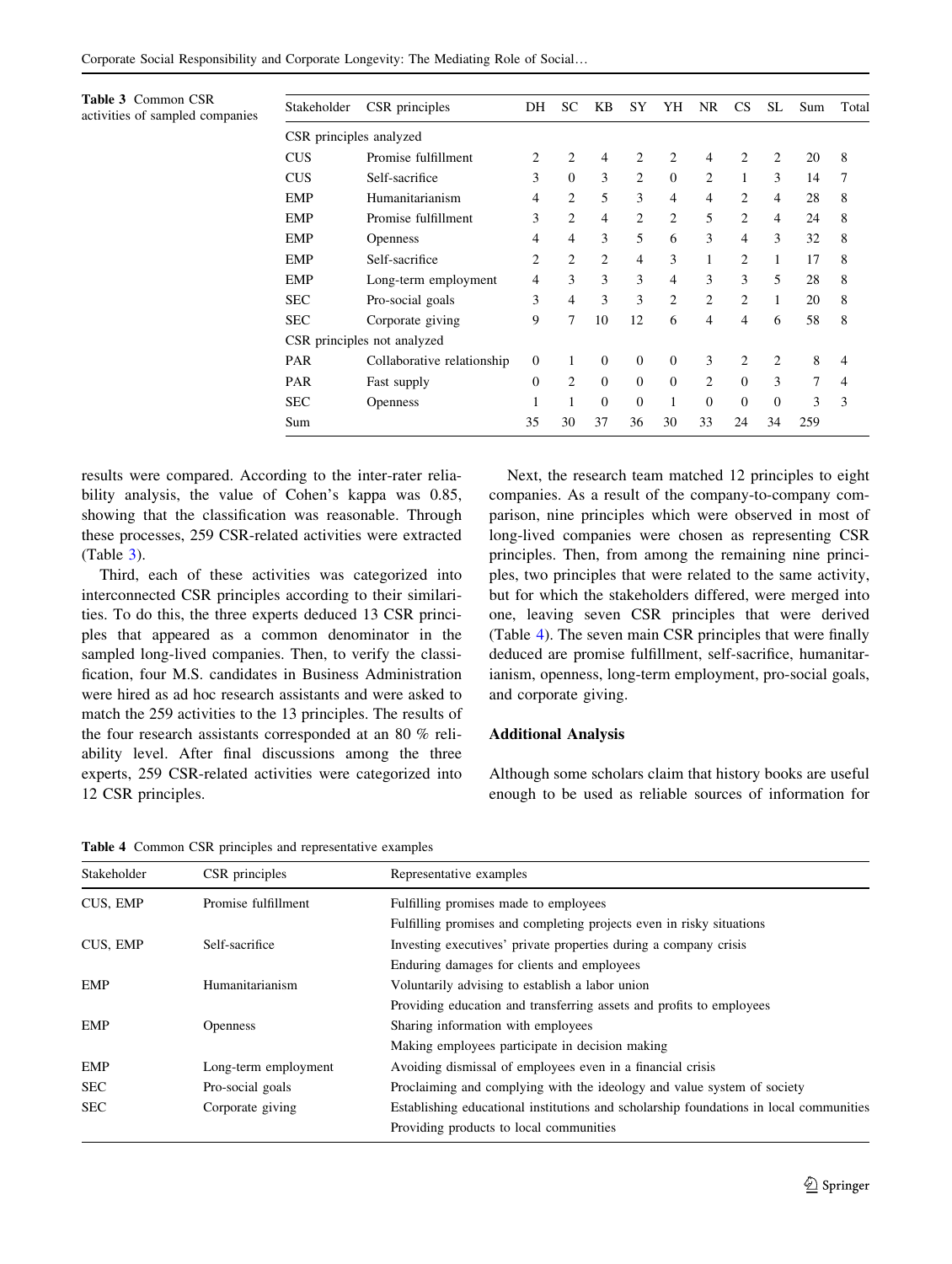Table 3 Common CSR activities of sampled companies

| Stakeholder | CSR principles | DH | SC | KB | SY | YH | NR | CS | SL | Sum | Total |
|---|---|---|---|---|---|---|---|---|---|---|---|
| CSR principles analyzed | | | | | | | | | | | |
| CUS | Promise fulfillment | 2 | 2 | 4 | 2 | 2 | 4 | 2 | 2 | 20 | 8 |
| CUS | Self-sacrifice | 3 | 0 | 3 | 2 | 0 | 2 | 1 | 3 | 14 | 7 |
| EMP | Humanitarianism | 4 | 2 | 5 | 3 | 4 | 4 | 2 | 4 | 28 | 8 |
| EMP | Promise fulfillment | 3 | 2 | 4 | 2 | 2 | 5 | 2 | 4 | 24 | 8 |
| EMP | Openness | 4 | 4 | 3 | 5 | 6 | 3 | 4 | 3 | 32 | 8 |
| EMP | Self-sacrifice | 2 | 2 | 2 | 4 | 3 | 1 | 2 | 1 | 17 | 8 |
| EMP | Long-term employment | 4 | 3 | 3 | 3 | 4 | 3 | 3 | 5 | 28 | 8 |
| SEC | Pro-social goals | 3 | 4 | 3 | 3 | 2 | 2 | 2 | 1 | 20 | 8 |
| SEC | Corporate giving | 9 | 7 | 10 | 12 | 6 | 4 | 4 | 6 | 58 | 8 |
| CSR principles not analyzed | | | | | | | | | | | |
| PAR | Collaborative relationship | 0 | 1 | 0 | 0 | 0 | 3 | 2 | 2 | 8 | 4 |
| PAR | Fast supply | 0 | 2 | 0 | 0 | 0 | 2 | 0 | 3 | 7 | 4 |
| SEC | Openness | 1 | 1 | 0 | 0 | 1 | 0 | 0 | 0 | 3 | 3 |
| Sum | | 35 | 30 | 37 | 36 | 30 | 33 | 24 | 34 | 259 | |

results were compared. According to the inter-rater reliability analysis, the value of Cohen's kappa was 0.85, showing that the classification was reasonable. Through these processes, 259 CSR-related activities were extracted (Table 3).

Third, each of these activities was categorized into interconnected CSR principles according to their similarities. To do this, the three experts deduced 13 CSR principles that appeared as a common denominator in the sampled long-lived companies. Then, to verify the classification, four M.S. candidates in Business Administration were hired as ad hoc research assistants and were asked to match the 259 activities to the 13 principles. The results of the four research assistants corresponded at an 80 % reliability level. After final discussions among the three experts, 259 CSR-related activities were categorized into 12 CSR principles.

Next, the research team matched 12 principles to eight companies. As a result of the company-to-company comparison, nine principles which were observed in most of long-lived companies were chosen as representing CSR principles. Then, from among the remaining nine principles, two principles that were related to the same activity, but for which the stakeholders differed, were merged into one, leaving seven CSR principles that were derived (Table 4). The seven main CSR principles that were finally deduced are promise fulfillment, self-sacrifice, humanitarianism, openness, long-term employment, pro-social goals, and corporate giving.

### Additional Analysis

Although some scholars claim that history books are useful enough to be used as reliable sources of information for

Table 4 Common CSR principles and representative examples

| Stakeholder | CSR principles | Representative examples |
|---|---|---|
| CUS, EMP | Promise fulfillment | Fulfilling promises made to employees |
| | | Fulfilling promises and completing projects even in risky situations |
| CUS, EMP | Self-sacrifice | Investing executives' private properties during a company crisis |
| | | Enduring damages for clients and employees |
| EMP | Humanitarianism | Voluntarily advising to establish a labor union |
| | | Providing education and transferring assets and profits to employees |
| EMP | Openness | Sharing information with employees |
| | | Making employees participate in decision making |
| EMP | Long-term employment | Avoiding dismissal of employees even in a financial crisis |
| SEC | Pro-social goals | Proclaiming and complying with the ideology and value system of society |
| SEC | Corporate giving | Establishing educational institutions and scholarship foundations in local communities |
| | | Providing products to local communities |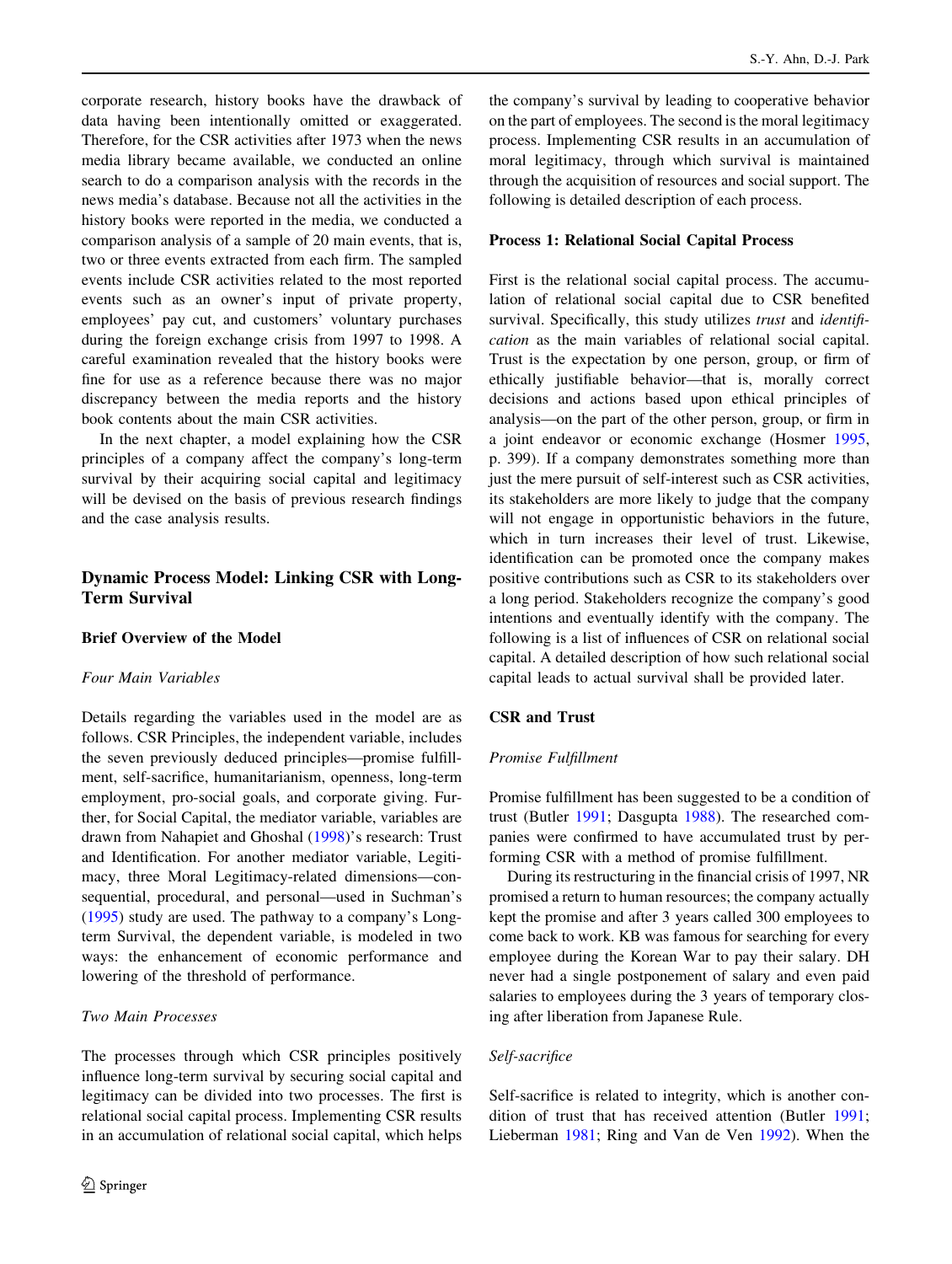corporate research, history books have the drawback of data having been intentionally omitted or exaggerated. Therefore, for the CSR activities after 1973 when the news media library became available, we conducted an online search to do a comparison analysis with the records in the news media's database. Because not all the activities in the history books were reported in the media, we conducted a comparison analysis of a sample of 20 main events, that is, two or three events extracted from each firm. The sampled events include CSR activities related to the most reported events such as an owner's input of private property, employees' pay cut, and customers' voluntary purchases during the foreign exchange crisis from 1997 to 1998. A careful examination revealed that the history books were fine for use as a reference because there was no major discrepancy between the media reports and the history book contents about the main CSR activities.

In the next chapter, a model explaining how the CSR principles of a company affect the company's long-term survival by their acquiring social capital and legitimacy will be devised on the basis of previous research findings and the case analysis results.

## Dynamic Process Model: Linking CSR with Long-Term Survival

### Brief Overview of the Model

#### *Four Main Variables*

Details regarding the variables used in the model are as follows. CSR Principles, the independent variable, includes the seven previously deduced principles—promise fulfillment, self-sacrifice, humanitarianism, openness, long-term employment, pro-social goals, and corporate giving. Further, for Social Capital, the mediator variable, variables are drawn from Nahapiet and Ghoshal (1998)'s research: Trust and Identification. For another mediator variable, Legitimacy, three Moral Legitimacy-related dimensions—consequential, procedural, and personal—used in Suchman's (1995) study are used. The pathway to a company's Long-term Survival, the dependent variable, is modeled in two ways: the enhancement of economic performance and lowering of the threshold of performance.

#### *Two Main Processes*

The processes through which CSR principles positively influence long-term survival by securing social capital and legitimacy can be divided into two processes. The first is relational social capital process. Implementing CSR results in an accumulation of relational social capital, which helps the company's survival by leading to cooperative behavior on the part of employees. The second is the moral legitimacy process. Implementing CSR results in an accumulation of moral legitimacy, through which survival is maintained through the acquisition of resources and social support. The following is detailed description of each process.

### Process 1: Relational Social Capital Process

First is the relational social capital process. The accumulation of relational social capital due to CSR benefited survival. Specifically, this study utilizes *trust* and *identification* as the main variables of relational social capital. Trust is the expectation by one person, group, or firm of ethically justifiable behavior—that is, morally correct decisions and actions based upon ethical principles of analysis—on the part of the other person, group, or firm in a joint endeavor or economic exchange (Hosmer 1995, p. 399). If a company demonstrates something more than just the mere pursuit of self-interest such as CSR activities, its stakeholders are more likely to judge that the company will not engage in opportunistic behaviors in the future, which in turn increases their level of trust. Likewise, identification can be promoted once the company makes positive contributions such as CSR to its stakeholders over a long period. Stakeholders recognize the company's good intentions and eventually identify with the company. The following is a list of influences of CSR on relational social capital. A detailed description of how such relational social capital leads to actual survival shall be provided later.

### CSR and Trust

#### *Promise Fulfillment*

Promise fulfillment has been suggested to be a condition of trust (Butler 1991; Dasgupta 1988). The researched companies were confirmed to have accumulated trust by performing CSR with a method of promise fulfillment.

During its restructuring in the financial crisis of 1997, NR promised a return to human resources; the company actually kept the promise and after 3 years called 300 employees to come back to work. KB was famous for searching for every employee during the Korean War to pay their salary. DH never had a single postponement of salary and even paid salaries to employees during the 3 years of temporary closing after liberation from Japanese Rule.

#### *Self-sacrifice*

Self-sacrifice is related to integrity, which is another condition of trust that has received attention (Butler 1991; Lieberman 1981; Ring and Van de Ven 1992). When the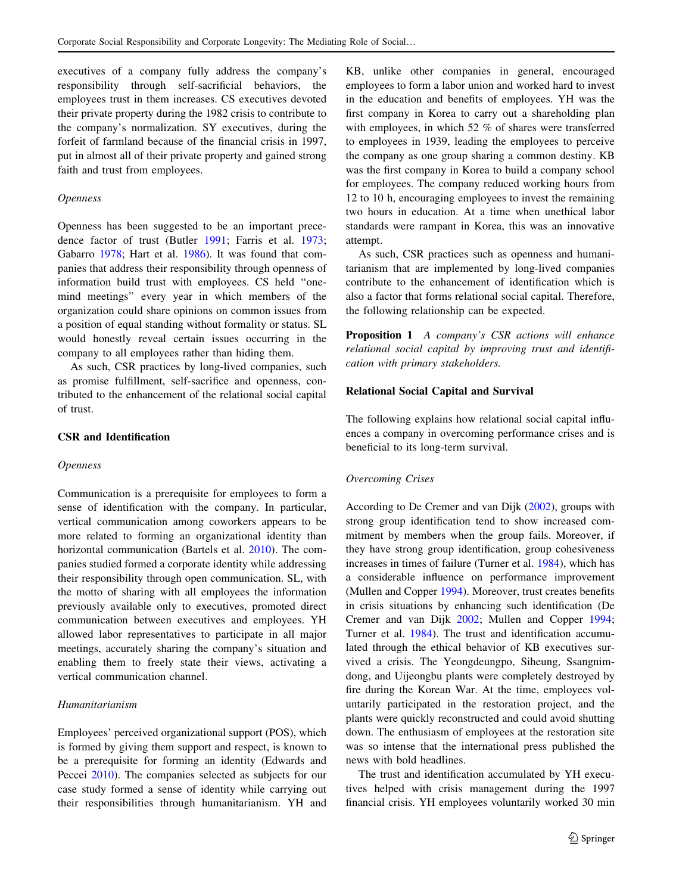executives of a company fully address the company's responsibility through self-sacrificial behaviors, the employees trust in them increases. CS executives devoted their private property during the 1982 crisis to contribute to the company's normalization. SY executives, during the forfeit of farmland because of the financial crisis in 1997, put in almost all of their private property and gained strong faith and trust from employees.

*Openness*

Openness has been suggested to be an important precedence factor of trust (Butler 1991; Farris et al. 1973; Gabarro 1978; Hart et al. 1986). It was found that companies that address their responsibility through openness of information build trust with employees. CS held "one-mind meetings" every year in which members of the organization could share opinions on common issues from a position of equal standing without formality or status. SL would honestly reveal certain issues occurring in the company to all employees rather than hiding them.

As such, CSR practices by long-lived companies, such as promise fulfillment, self-sacrifice and openness, contributed to the enhancement of the relational social capital of trust.

### CSR and Identification

*Openness*

Communication is a prerequisite for employees to form a sense of identification with the company. In particular, vertical communication among coworkers appears to be more related to forming an organizational identity than horizontal communication (Bartels et al. 2010). The companies studied formed a corporate identity while addressing their responsibility through open communication. SL, with the motto of sharing with all employees the information previously available only to executives, promoted direct communication between executives and employees. YH allowed labor representatives to participate in all major meetings, accurately sharing the company's situation and enabling them to freely state their views, activating a vertical communication channel.

*Humanitarianism*

Employees' perceived organizational support (POS), which is formed by giving them support and respect, is known to be a prerequisite for forming an identity (Edwards and Peccei 2010). The companies selected as subjects for our case study formed a sense of identity while carrying out their responsibilities through humanitarianism. YH and KB, unlike other companies in general, encouraged employees to form a labor union and worked hard to invest in the education and benefits of employees. YH was the first company in Korea to carry out a shareholding plan with employees, in which 52 % of shares were transferred to employees in 1939, leading the employees to perceive the company as one group sharing a common destiny. KB was the first company in Korea to build a company school for employees. The company reduced working hours from 12 to 10 h, encouraging employees to invest the remaining two hours in education. At a time when unethical labor standards were rampant in Korea, this was an innovative attempt.

As such, CSR practices such as openness and humanitarianism that are implemented by long-lived companies contribute to the enhancement of identification which is also a factor that forms relational social capital. Therefore, the following relationship can be expected.

**Proposition 1** *A company's CSR actions will enhance relational social capital by improving trust and identification with primary stakeholders.*

### Relational Social Capital and Survival

The following explains how relational social capital influences a company in overcoming performance crises and is beneficial to its long-term survival.

*Overcoming Crises*

According to De Cremer and van Dijk (2002), groups with strong group identification tend to show increased commitment by members when the group fails. Moreover, if they have strong group identification, group cohesiveness increases in times of failure (Turner et al. 1984), which has a considerable influence on performance improvement (Mullen and Copper 1994). Moreover, trust creates benefits in crisis situations by enhancing such identification (De Cremer and van Dijk 2002; Mullen and Copper 1994; Turner et al. 1984). The trust and identification accumulated through the ethical behavior of KB executives survived a crisis. The Yeongdeungpo, Siheung, Ssangnimdong, and Uijeongbu plants were completely destroyed by fire during the Korean War. At the time, employees voluntarily participated in the restoration project, and the plants were quickly reconstructed and could avoid shutting down. The enthusiasm of employees at the restoration site was so intense that the international press published the news with bold headlines.

The trust and identification accumulated by YH executives helped with crisis management during the 1997 financial crisis. YH employees voluntarily worked 30 min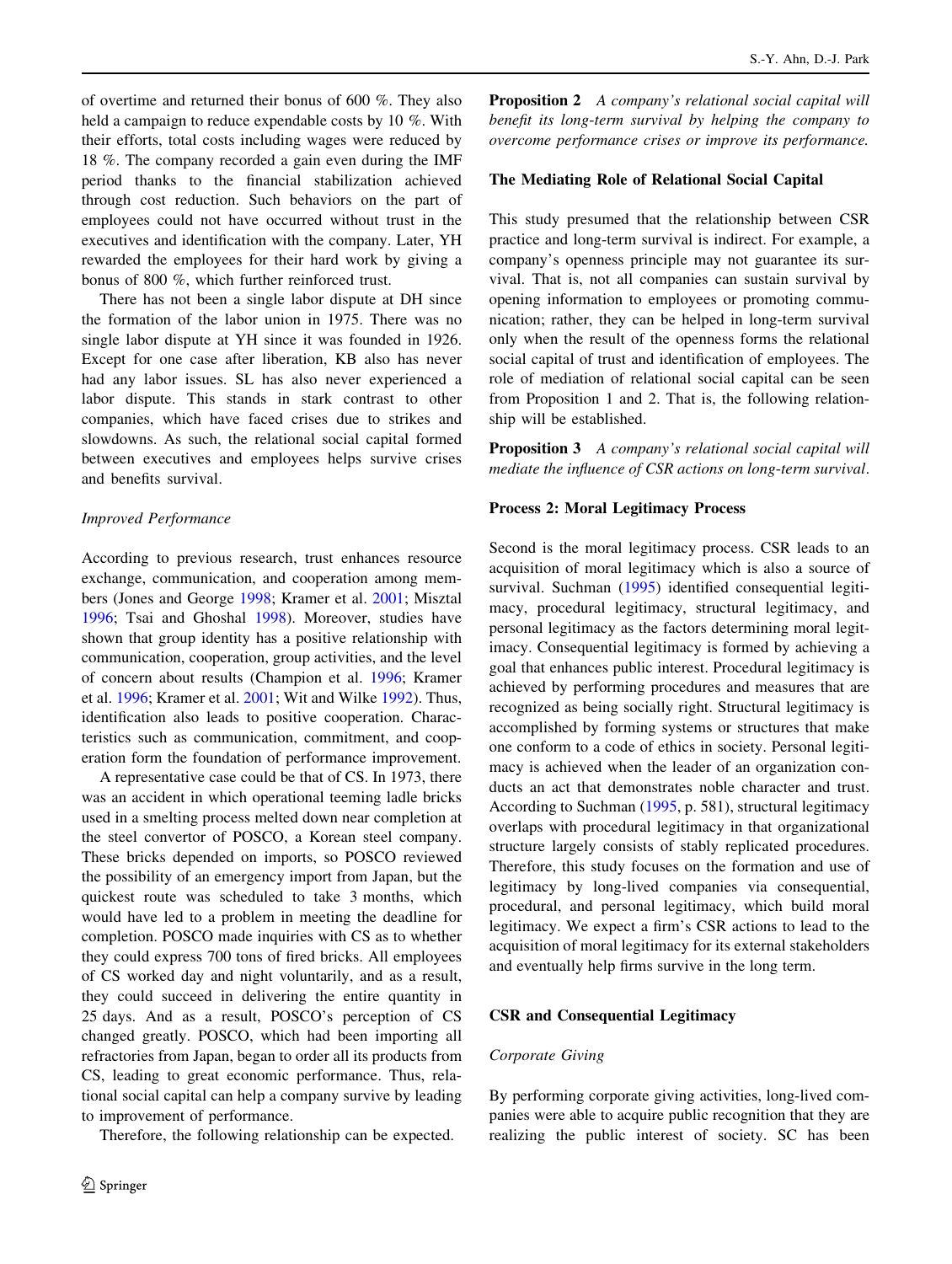of overtime and returned their bonus of 600 %. They also held a campaign to reduce expendable costs by 10 %. With their efforts, total costs including wages were reduced by 18 %. The company recorded a gain even during the IMF period thanks to the financial stabilization achieved through cost reduction. Such behaviors on the part of employees could not have occurred without trust in the executives and identification with the company. Later, YH rewarded the employees for their hard work by giving a bonus of 800 %, which further reinforced trust.

There has not been a single labor dispute at DH since the formation of the labor union in 1975. There was no single labor dispute at YH since it was founded in 1926. Except for one case after liberation, KB also has never had any labor issues. SL has also never experienced a labor dispute. This stands in stark contrast to other companies, which have faced crises due to strikes and slowdowns. As such, the relational social capital formed between executives and employees helps survive crises and benefits survival.

*Improved Performance*

According to previous research, trust enhances resource exchange, communication, and cooperation among members (Jones and George 1998; Kramer et al. 2001; Misztal 1996; Tsai and Ghoshal 1998). Moreover, studies have shown that group identity has a positive relationship with communication, cooperation, group activities, and the level of concern about results (Champion et al. 1996; Kramer et al. 1996; Kramer et al. 2001; Wit and Wilke 1992). Thus, identification also leads to positive cooperation. Characteristics such as communication, commitment, and cooperation form the foundation of performance improvement.

A representative case could be that of CS. In 1973, there was an accident in which operational teeming ladle bricks used in a smelting process melted down near completion at the steel convertor of POSCO, a Korean steel company. These bricks depended on imports, so POSCO reviewed the possibility of an emergency import from Japan, but the quickest route was scheduled to take 3 months, which would have led to a problem in meeting the deadline for completion. POSCO made inquiries with CS as to whether they could express 700 tons of fired bricks. All employees of CS worked day and night voluntarily, and as a result, they could succeed in delivering the entire quantity in 25 days. And as a result, POSCO's perception of CS changed greatly. POSCO, which had been importing all refractories from Japan, began to order all its products from CS, leading to great economic performance. Thus, relational social capital can help a company survive by leading to improvement of performance.

Therefore, the following relationship can be expected.

**Proposition 2** *A company's relational social capital will benefit its long-term survival by helping the company to overcome performance crises or improve its performance.*

### The Mediating Role of Relational Social Capital

This study presumed that the relationship between CSR practice and long-term survival is indirect. For example, a company's openness principle may not guarantee its survival. That is, not all companies can sustain survival by opening information to employees or promoting communication; rather, they can be helped in long-term survival only when the result of the openness forms the relational social capital of trust and identification of employees. The role of mediation of relational social capital can be seen from Proposition 1 and 2. That is, the following relationship will be established.

**Proposition 3** *A company's relational social capital will mediate the influence of CSR actions on long-term survival.*

### Process 2: Moral Legitimacy Process

Second is the moral legitimacy process. CSR leads to an acquisition of moral legitimacy which is also a source of survival. Suchman (1995) identified consequential legitimacy, procedural legitimacy, structural legitimacy, and personal legitimacy as the factors determining moral legitimacy. Consequential legitimacy is formed by achieving a goal that enhances public interest. Procedural legitimacy is achieved by performing procedures and measures that are recognized as being socially right. Structural legitimacy is accomplished by forming systems or structures that make one conform to a code of ethics in society. Personal legitimacy is achieved when the leader of an organization conducts an act that demonstrates noble character and trust. According to Suchman (1995, p. 581), structural legitimacy overlaps with procedural legitimacy in that organizational structure largely consists of stably replicated procedures. Therefore, this study focuses on the formation and use of legitimacy by long-lived companies via consequential, procedural, and personal legitimacy, which build moral legitimacy. We expect a firm's CSR actions to lead to the acquisition of moral legitimacy for its external stakeholders and eventually help firms survive in the long term.

### CSR and Consequential Legitimacy

*Corporate Giving*

By performing corporate giving activities, long-lived companies were able to acquire public recognition that they are realizing the public interest of society. SC has been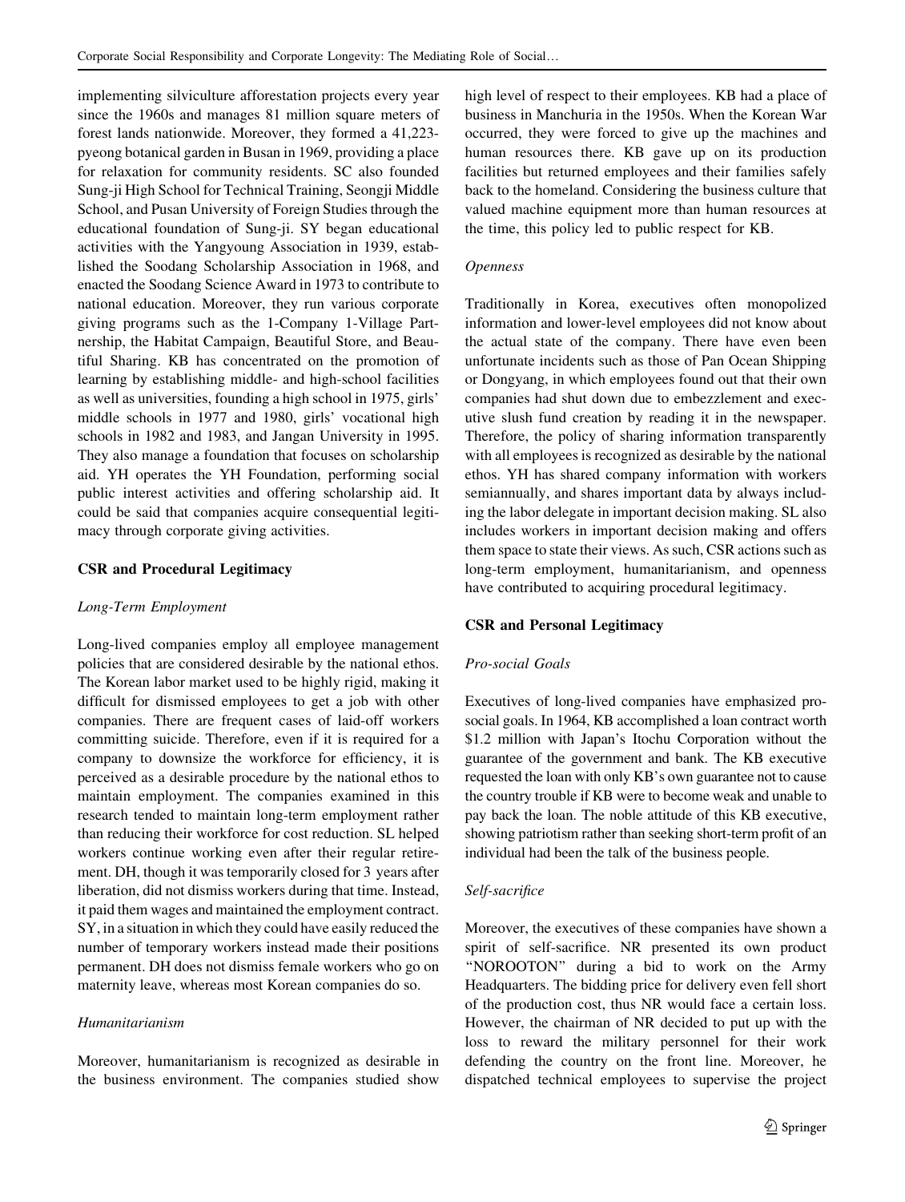implementing silviculture afforestation projects every year since the 1960s and manages 81 million square meters of forest lands nationwide. Moreover, they formed a 41,223-pyeong botanical garden in Busan in 1969, providing a place for relaxation for community residents. SC also founded Sung-ji High School for Technical Training, Seongji Middle School, and Pusan University of Foreign Studies through the educational foundation of Sung-ji. SY began educational activities with the Yangyoung Association in 1939, established the Soodang Scholarship Association in 1968, and enacted the Soodang Science Award in 1973 to contribute to national education. Moreover, they run various corporate giving programs such as the 1-Company 1-Village Partnership, the Habitat Campaign, Beautiful Store, and Beautiful Sharing. KB has concentrated on the promotion of learning by establishing middle- and high-school facilities as well as universities, founding a high school in 1975, girls' middle schools in 1977 and 1980, girls' vocational high schools in 1982 and 1983, and Jangan University in 1995. They also manage a foundation that focuses on scholarship aid. YH operates the YH Foundation, performing social public interest activities and offering scholarship aid. It could be said that companies acquire consequential legitimacy through corporate giving activities.

### CSR and Procedural Legitimacy

#### *Long-Term Employment*

Long-lived companies employ all employee management policies that are considered desirable by the national ethos. The Korean labor market used to be highly rigid, making it difficult for dismissed employees to get a job with other companies. There are frequent cases of laid-off workers committing suicide. Therefore, even if it is required for a company to downsize the workforce for efficiency, it is perceived as a desirable procedure by the national ethos to maintain employment. The companies examined in this research tended to maintain long-term employment rather than reducing their workforce for cost reduction. SL helped workers continue working even after their regular retirement. DH, though it was temporarily closed for 3 years after liberation, did not dismiss workers during that time. Instead, it paid them wages and maintained the employment contract. SY, in a situation in which they could have easily reduced the number of temporary workers instead made their positions permanent. DH does not dismiss female workers who go on maternity leave, whereas most Korean companies do so.

#### *Humanitarianism*

Moreover, humanitarianism is recognized as desirable in the business environment. The companies studied show high level of respect to their employees. KB had a place of business in Manchuria in the 1950s. When the Korean War occurred, they were forced to give up the machines and human resources there. KB gave up on its production facilities but returned employees and their families safely back to the homeland. Considering the business culture that valued machine equipment more than human resources at the time, this policy led to public respect for KB.

#### *Openness*

Traditionally in Korea, executives often monopolized information and lower-level employees did not know about the actual state of the company. There have even been unfortunate incidents such as those of Pan Ocean Shipping or Dongyang, in which employees found out that their own companies had shut down due to embezzlement and executive slush fund creation by reading it in the newspaper. Therefore, the policy of sharing information transparently with all employees is recognized as desirable by the national ethos. YH has shared company information with workers semiannually, and shares important data by always including the labor delegate in important decision making. SL also includes workers in important decision making and offers them space to state their views. As such, CSR actions such as long-term employment, humanitarianism, and openness have contributed to acquiring procedural legitimacy.

### CSR and Personal Legitimacy

#### *Pro-social Goals*

Executives of long-lived companies have emphasized pro-social goals. In 1964, KB accomplished a loan contract worth $1.2 million with Japan's Itochu Corporation without the guarantee of the government and bank. The KB executive requested the loan with only KB's own guarantee not to cause the country trouble if KB were to become weak and unable to pay back the loan. The noble attitude of this KB executive, showing patriotism rather than seeking short-term profit of an individual had been the talk of the business people.

#### *Self-sacrifice*

Moreover, the executives of these companies have shown a spirit of self-sacrifice. NR presented its own product "NOROOTON" during a bid to work on the Army Headquarters. The bidding price for delivery even fell short of the production cost, thus NR would face a certain loss. However, the chairman of NR decided to put up with the loss to reward the military personnel for their work defending the country on the front line. Moreover, he dispatched technical employees to supervise the project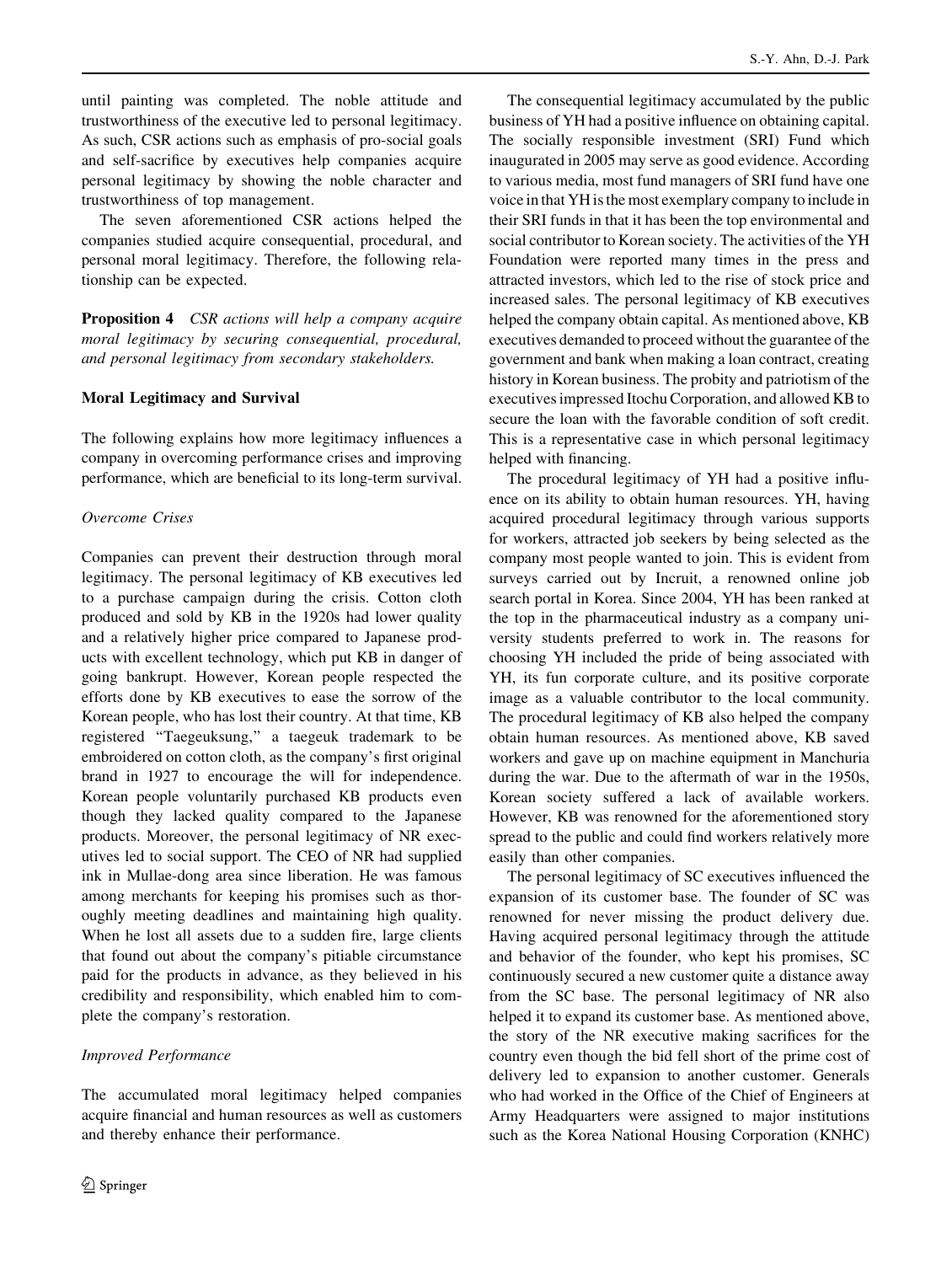until painting was completed. The noble attitude and trustworthiness of the executive led to personal legitimacy. As such, CSR actions such as emphasis of pro-social goals and self-sacrifice by executives help companies acquire personal legitimacy by showing the noble character and trustworthiness of top management.

The seven aforementioned CSR actions helped the companies studied acquire consequential, procedural, and personal moral legitimacy. Therefore, the following relationship can be expected.

**Proposition 4** *CSR actions will help a company acquire moral legitimacy by securing consequential, procedural, and personal legitimacy from secondary stakeholders.*

### Moral Legitimacy and Survival

The following explains how more legitimacy influences a company in overcoming performance crises and improving performance, which are beneficial to its long-term survival.

#### *Overcome Crises*

Companies can prevent their destruction through moral legitimacy. The personal legitimacy of KB executives led to a purchase campaign during the crisis. Cotton cloth produced and sold by KB in the 1920s had lower quality and a relatively higher price compared to Japanese products with excellent technology, which put KB in danger of going bankrupt. However, Korean people respected the efforts done by KB executives to ease the sorrow of the Korean people, who has lost their country. At that time, KB registered "Taegeuksung," a taegeuk trademark to be embroidered on cotton cloth, as the company's first original brand in 1927 to encourage the will for independence. Korean people voluntarily purchased KB products even though they lacked quality compared to the Japanese products. Moreover, the personal legitimacy of NR executives led to social support. The CEO of NR had supplied ink in Mullae-dong area since liberation. He was famous among merchants for keeping his promises such as thoroughly meeting deadlines and maintaining high quality. When he lost all assets due to a sudden fire, large clients that found out about the company's pitiable circumstance paid for the products in advance, as they believed in his credibility and responsibility, which enabled him to complete the company's restoration.

#### *Improved Performance*

The accumulated moral legitimacy helped companies acquire financial and human resources as well as customers and thereby enhance their performance.

The consequential legitimacy accumulated by the public business of YH had a positive influence on obtaining capital. The socially responsible investment (SRI) Fund which inaugurated in 2005 may serve as good evidence. According to various media, most fund managers of SRI fund have one voice in that YH is the most exemplary company to include in their SRI funds in that it has been the top environmental and social contributor to Korean society. The activities of the YH Foundation were reported many times in the press and attracted investors, which led to the rise of stock price and increased sales. The personal legitimacy of KB executives helped the company obtain capital. As mentioned above, KB executives demanded to proceed without the guarantee of the government and bank when making a loan contract, creating history in Korean business. The probity and patriotism of the executives impressed Itochu Corporation, and allowed KB to secure the loan with the favorable condition of soft credit. This is a representative case in which personal legitimacy helped with financing.

The procedural legitimacy of YH had a positive influence on its ability to obtain human resources. YH, having acquired procedural legitimacy through various supports for workers, attracted job seekers by being selected as the company most people wanted to join. This is evident from surveys carried out by Incruit, a renowned online job search portal in Korea. Since 2004, YH has been ranked at the top in the pharmaceutical industry as a company university students preferred to work in. The reasons for choosing YH included the pride of being associated with YH, its fun corporate culture, and its positive corporate image as a valuable contributor to the local community. The procedural legitimacy of KB also helped the company obtain human resources. As mentioned above, KB saved workers and gave up on machine equipment in Manchuria during the war. Due to the aftermath of war in the 1950s, Korean society suffered a lack of available workers. However, KB was renowned for the aforementioned story spread to the public and could find workers relatively more easily than other companies.

The personal legitimacy of SC executives influenced the expansion of its customer base. The founder of SC was renowned for never missing the product delivery due. Having acquired personal legitimacy through the attitude and behavior of the founder, who kept his promises, SC continuously secured a new customer quite a distance away from the SC base. The personal legitimacy of NR also helped it to expand its customer base. As mentioned above, the story of the NR executive making sacrifices for the country even though the bid fell short of the prime cost of delivery led to expansion to another customer. Generals who had worked in the Office of the Chief of Engineers at Army Headquarters were assigned to major institutions such as the Korea National Housing Corporation (KNHC)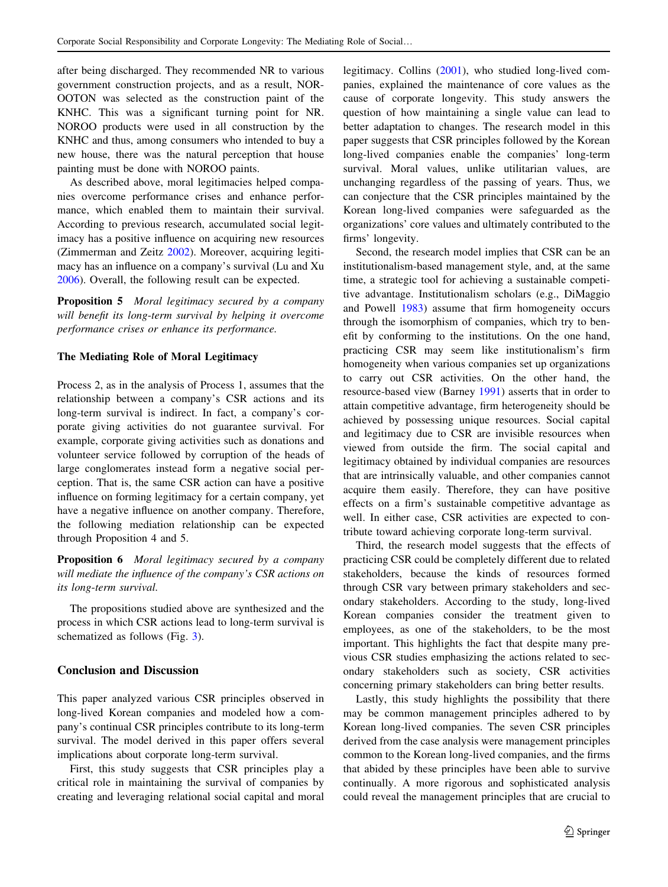after being discharged. They recommended NR to various government construction projects, and as a result, NOROOTON was selected as the construction paint of the KNHC. This was a significant turning point for NR. NOROO products were used in all construction by the KNHC and thus, among consumers who intended to buy a new house, there was the natural perception that house painting must be done with NOROO paints.

As described above, moral legitimacies helped companies overcome performance crises and enhance performance, which enabled them to maintain their survival. According to previous research, accumulated social legitimacy has a positive influence on acquiring new resources (Zimmerman and Zeitz 2002). Moreover, acquiring legitimacy has an influence on a company's survival (Lu and Xu 2006). Overall, the following result can be expected.

**Proposition 5** *Moral legitimacy secured by a company will benefit its long-term survival by helping it overcome performance crises or enhance its performance.*

### The Mediating Role of Moral Legitimacy

Process 2, as in the analysis of Process 1, assumes that the relationship between a company's CSR actions and its long-term survival is indirect. In fact, a company's corporate giving activities do not guarantee survival. For example, corporate giving activities such as donations and volunteer service followed by corruption of the heads of large conglomerates instead form a negative social perception. That is, the same CSR action can have a positive influence on forming legitimacy for a certain company, yet have a negative influence on another company. Therefore, the following mediation relationship can be expected through Proposition 4 and 5.

**Proposition 6** *Moral legitimacy secured by a company will mediate the influence of the company's CSR actions on its long-term survival.*

The propositions studied above are synthesized and the process in which CSR actions lead to long-term survival is schematized as follows (Fig. 3).

## Conclusion and Discussion

This paper analyzed various CSR principles observed in long-lived Korean companies and modeled how a company's continual CSR principles contribute to its long-term survival. The model derived in this paper offers several implications about corporate long-term survival.

First, this study suggests that CSR principles play a critical role in maintaining the survival of companies by creating and leveraging relational social capital and moral legitimacy. Collins (2001), who studied long-lived companies, explained the maintenance of core values as the cause of corporate longevity. This study answers the question of how maintaining a single value can lead to better adaptation to changes. The research model in this paper suggests that CSR principles followed by the Korean long-lived companies enable the companies' long-term survival. Moral values, unlike utilitarian values, are unchanging regardless of the passing of years. Thus, we can conjecture that the CSR principles maintained by the Korean long-lived companies were safeguarded as the organizations' core values and ultimately contributed to the firms' longevity.

Second, the research model implies that CSR can be an institutionalism-based management style, and, at the same time, a strategic tool for achieving a sustainable competitive advantage. Institutionalism scholars (e.g., DiMaggio and Powell 1983) assume that firm homogeneity occurs through the isomorphism of companies, which try to benefit by conforming to the institutions. On the one hand, practicing CSR may seem like institutionalism's firm homogeneity when various companies set up organizations to carry out CSR activities. On the other hand, the resource-based view (Barney 1991) asserts that in order to attain competitive advantage, firm heterogeneity should be achieved by possessing unique resources. Social capital and legitimacy due to CSR are invisible resources when viewed from outside the firm. The social capital and legitimacy obtained by individual companies are resources that are intrinsically valuable, and other companies cannot acquire them easily. Therefore, they can have positive effects on a firm's sustainable competitive advantage as well. In either case, CSR activities are expected to contribute toward achieving corporate long-term survival.

Third, the research model suggests that the effects of practicing CSR could be completely different due to related stakeholders, because the kinds of resources formed through CSR vary between primary stakeholders and secondary stakeholders. According to the study, long-lived Korean companies consider the treatment given to employees, as one of the stakeholders, to be the most important. This highlights the fact that despite many previous CSR studies emphasizing the actions related to secondary stakeholders such as society, CSR activities concerning primary stakeholders can bring better results.

Lastly, this study highlights the possibility that there may be common management principles adhered to by Korean long-lived companies. The seven CSR principles derived from the case analysis were management principles common to the Korean long-lived companies, and the firms that abided by these principles have been able to survive continually. A more rigorous and sophisticated analysis could reveal the management principles that are crucial to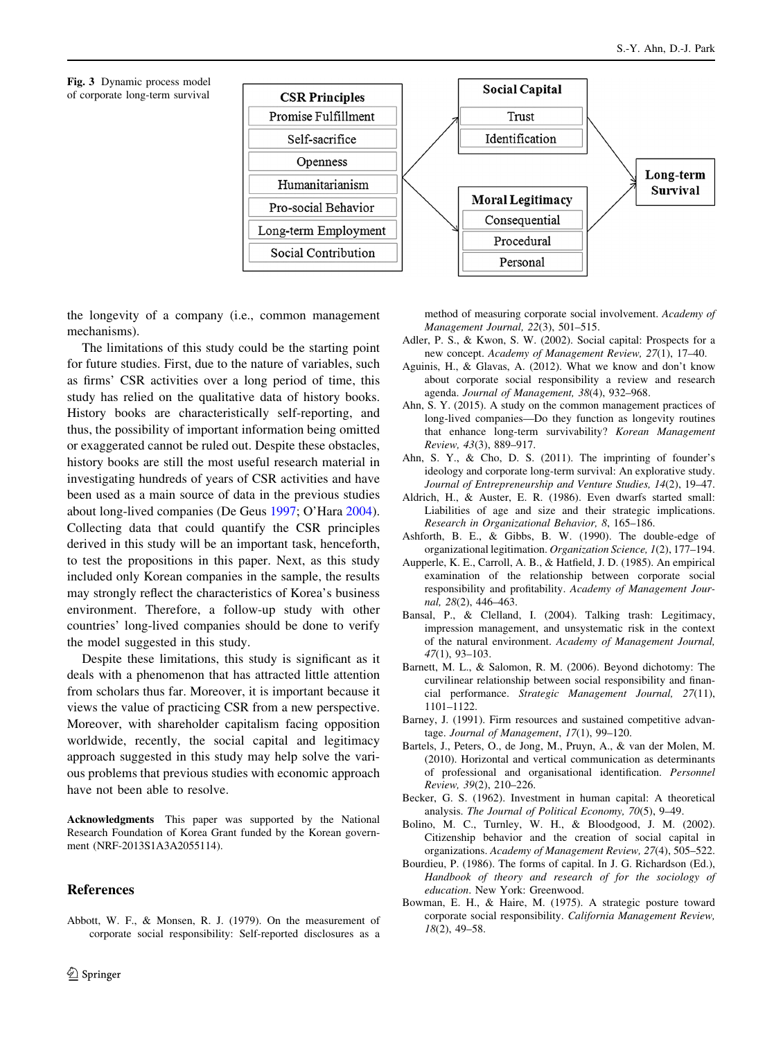**Fig. 3** Dynamic process model of corporate long-term survival

| CSR Principles | Social Capital | Moral Legitimacy | Long-term Survival |
|---|---|---|---|
| Promise Fulfillment | Trust | Consequential | |
| Self-sacrifice | Identification | Procedural | |
| Openness | | Personal | |
| Humanitarianism | | | |
| Pro-social Behavior | | | |
| Long-term Employment | | | |
| Social Contribution | | | |

the longevity of a company (i.e., common management mechanisms).

The limitations of this study could be the starting point for future studies. First, due to the nature of variables, such as firms' CSR activities over a long period of time, this study has relied on the qualitative data of history books. History books are characteristically self-reporting, and thus, the possibility of important information being omitted or exaggerated cannot be ruled out. Despite these obstacles, history books are still the most useful research material in investigating hundreds of years of CSR activities and have been used as a main source of data in the previous studies about long-lived companies (De Geus 1997; O'Hara 2004). Collecting data that could quantify the CSR principles derived in this study will be an important task, henceforth, to test the propositions in this paper. Next, as this study included only Korean companies in the sample, the results may strongly reflect the characteristics of Korea's business environment. Therefore, a follow-up study with other countries' long-lived companies should be done to verify the model suggested in this study.

Despite these limitations, this study is significant as it deals with a phenomenon that has attracted little attention from scholars thus far. Moreover, it is important because it views the value of practicing CSR from a new perspective. Moreover, with shareholder capitalism facing opposition worldwide, recently, the social capital and legitimacy approach suggested in this study may help solve the various problems that previous studies with economic approach have not been able to resolve.

**Acknowledgments** This paper was supported by the National Research Foundation of Korea Grant funded by the Korean government (NRF-2013S1A3A2055114).

## References

Abbott, W. F., & Monsen, R. J. (1979). On the measurement of corporate social responsibility: Self-reported disclosures as a method of measuring corporate social involvement. *Academy of Management Journal, 22*(3), 501–515.

Adler, P. S., & Kwon, S. W. (2002). Social capital: Prospects for a new concept. *Academy of Management Review, 27*(1), 17–40.

Aguinis, H., & Glavas, A. (2012). What we know and don't know about corporate social responsibility a review and research agenda. *Journal of Management, 38*(4), 932–968.

Ahn, S. Y. (2015). A study on the common management practices of long-lived companies—Do they function as longevity routines that enhance long-term survivability? *Korean Management Review, 43*(3), 889–917.

Ahn, S. Y., & Cho, D. S. (2011). The imprinting of founder's ideology and corporate long-term survival: An explorative study. *Journal of Entrepreneurship and Venture Studies, 14*(2), 19–47.

Aldrich, H., & Auster, E. R. (1986). Even dwarfs started small: Liabilities of age and size and their strategic implications. *Research in Organizational Behavior, 8*, 165–186.

Ashforth, B. E., & Gibbs, B. W. (1990). The double-edge of organizational legitimation. *Organization Science, 1*(2), 177–194.

Aupperle, K. E., Carroll, A. B., & Hatfield, J. D. (1985). An empirical examination of the relationship between corporate social responsibility and profitability. *Academy of Management Journal, 28*(2), 446–463.

Bansal, P., & Clelland, I. (2004). Talking trash: Legitimacy, impression management, and unsystematic risk in the context of the natural environment. *Academy of Management Journal, 47*(1), 93–103.

Barnett, M. L., & Salomon, R. M. (2006). Beyond dichotomy: The curvilinear relationship between social responsibility and financial performance. *Strategic Management Journal, 27*(11), 1101–1122.

Barney, J. (1991). Firm resources and sustained competitive advantage. *Journal of Management, 17*(1), 99–120.

Bartels, J., Peters, O., de Jong, M., Pruyn, A., & van der Molen, M. (2010). Horizontal and vertical communication as determinants of professional and organisational identification. *Personnel Review, 39*(2), 210–226.

Becker, G. S. (1962). Investment in human capital: A theoretical analysis. *The Journal of Political Economy, 70*(5), 9–49.

Bolino, M. C., Turnley, W. H., & Bloodgood, J. M. (2002). Citizenship behavior and the creation of social capital in organizations. *Academy of Management Review, 27*(4), 505–522.

Bourdieu, P. (1986). The forms of capital. In J. G. Richardson (Ed.), *Handbook of theory and research of for the sociology of education*. New York: Greenwood.

Bowman, E. H., & Haire, M. (1975). A strategic posture toward corporate social responsibility. *California Management Review, 18*(2), 49–58.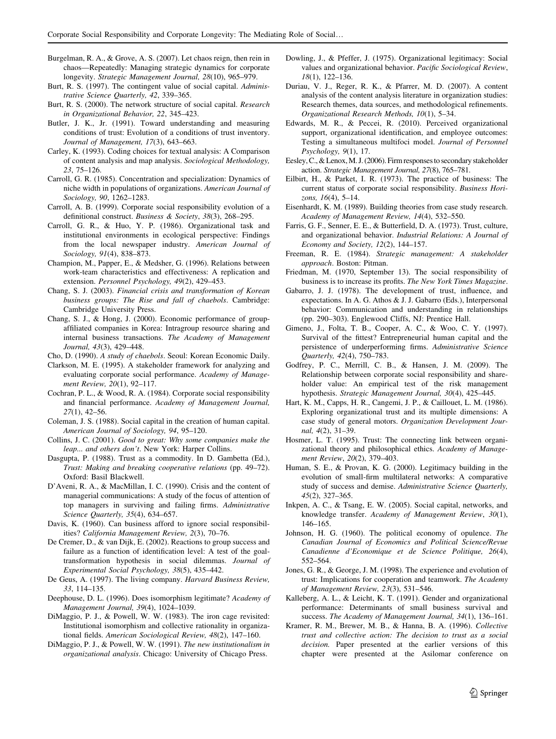Burgelman, R. A., & Grove, A. S. (2007). Let chaos reign, then rein in chaos—Repeatedly: Managing strategic dynamics for corporate longevity. *Strategic Management Journal, 28*(10), 965–979.

Burt, R. S. (1997). The contingent value of social capital. *Administrative Science Quarterly, 42*, 339–365.

Burt, R. S. (2000). The network structure of social capital. *Research in Organizational Behavior, 22*, 345–423.

Butler, J. K., Jr. (1991). Toward understanding and measuring conditions of trust: Evolution of a conditions of trust inventory. *Journal of Management, 17*(3), 643–663.

Carley, K. (1993). Coding choices for textual analysis: A Comparison of content analysis and map analysis. *Sociological Methodology, 23*, 75–126.

Carroll, G. R. (1985). Concentration and specialization: Dynamics of niche width in populations of organizations. *American Journal of Sociology, 90*, 1262–1283.

Carroll, A. B. (1999). Corporate social responsibility evolution of a definitional construct. *Business & Society*, *38*(3), 268–295.

Carroll, G. R., & Huo, Y. P. (1986). Organizational task and institutional environments in ecological perspective: Findings from the local newspaper industry. *American Journal of Sociology, 91*(4), 838–873.

Champion, M., Papper, E., & Medsher, G. (1996). Relations between work-team characteristics and effectiveness: A replication and extension. *Personnel Psychology, 49*(2), 429–453.

Chang, S. J. (2003). *Financial crisis and transformation of Korean business groups: The Rise and fall of chaebols*. Cambridge: Cambridge University Press.

Chang, S. J., & Hong, J. (2000). Economic performance of group-affiliated companies in Korea: Intragroup resource sharing and internal business transactions. *The Academy of Management Journal, 43*(3), 429–448.

Cho, D. (1990). *A study of chaebols*. Seoul: Korean Economic Daily.

Clarkson, M. E. (1995). A stakeholder framework for analyzing and evaluating corporate social performance. *Academy of Management Review, 20*(1), 92–117.

Cochran, P. L., & Wood, R. A. (1984). Corporate social responsibility and financial performance. *Academy of Management Journal, 27*(1), 42–56.

Coleman, J. S. (1988). Social capital in the creation of human capital. *American Journal of Sociology, 94*, 95–120.

Collins, J. C. (2001). *Good to great: Why some companies make the leap... and others don't*. New York: Harper Collins.

Dasgupta, P. (1988). Trust as a commodity. In D. Gambetta (Ed.), *Trust: Making and breaking cooperative relations* (pp. 49–72). Oxford: Basil Blackwell.

D'Aveni, R. A., & MacMillan, I. C. (1990). Crisis and the content of managerial communications: A study of the focus of attention of top managers in surviving and failing firms. *Administrative Science Quarterly, 35*(4), 634–657.

Davis, K. (1960). Can business afford to ignore social responsibilities? *California Management Review, 2*(3), 70–76.

De Cremer, D., & van Dijk, E. (2002). Reactions to group success and failure as a function of identification level: A test of the goal-transformation hypothesis in social dilemmas. *Journal of Experimental Social Psychology, 38*(5), 435–442.

De Geus, A. (1997). The living company. *Harvard Business Review, 33*, 114–135.

Deephouse, D. L. (1996). Does isomorphism legitimate? *Academy of Management Journal, 39*(4), 1024–1039.

DiMaggio, P. J., & Powell, W. W. (1983). The iron cage revisited: Institutional isomorphism and collective rationality in organizational fields. *American Sociological Review, 48*(2), 147–160.

DiMaggio, P. J., & Powell, W. W. (1991). *The new institutionalism in organizational analysis*. Chicago: University of Chicago Press.

Dowling, J., & Pfeffer, J. (1975). Organizational legitimacy: Social values and organizational behavior. *Pacific Sociological Review*, *18*(1), 122–136.

Duriau, V. J., Reger, R. K., & Pfarrer, M. D. (2007). A content analysis of the content analysis literature in organization studies: Research themes, data sources, and methodological refinements. *Organizational Research Methods, 10*(1), 5–34.

Edwards, M. R., & Peccei, R. (2010). Perceived organizational support, organizational identification, and employee outcomes: Testing a simultaneous multifoci model. *Journal of Personnel Psychology, 9*(1), 17.

Eesley, C., & Lenox, M. J. (2006). Firm responses to secondary stakeholder action. *Strategic Management Journal, 27*(8), 765–781.

Eilbirt, H., & Parket, I. R. (1973). The practice of business: The current status of corporate social responsibility. *Business Horizons, 16*(4), 5–14.

Eisenhardt, K. M. (1989). Building theories from case study research. *Academy of Management Review, 14*(4), 532–550.

Farris, G. F., Senner, E. E., & Butterfield, D. A. (1973). Trust, culture, and organizational behavior. *Industrial Relations: A Journal of Economy and Society, 12*(2), 144–157.

Freeman, R. E. (1984). *Strategic management: A stakeholder approach*. Boston: Pitman.

Friedman, M. (1970, September 13). The social responsibility of business is to increase its profits. *The New York Times Magazine*.

Gabarro, J. J. (1978). The development of trust, influence, and expectations. In A. G. Athos & J. J. Gabarro (Eds.), Interpersonal behavior: Communication and understanding in relationships (pp. 290–303). Englewood Cliffs, NJ: Prentice Hall.

Gimeno, J., Folta, T. B., Cooper, A. C., & Woo, C. Y. (1997). Survival of the fittest? Entrepreneurial human capital and the persistence of underperforming firms. *Administrative Science Quarterly, 42*(4), 750–783.

Godfrey, P. C., Merrill, C. B., & Hansen, J. M. (2009). The Relationship between corporate social responsibility and shareholder value: An empirical test of the risk management hypothesis. *Strategic Management Journal, 30*(4), 425–445.

Hart, K. M., Capps, H. R., Cangemi, J. P., & Caillouet, L. M. (1986). Exploring organizational trust and its multiple dimensions: A case study of general motors. *Organization Development Journal, 4*(2), 31–39.

Hosmer, L. T. (1995). Trust: The connecting link between organizational theory and philosophical ethics. *Academy of Management Review*, *20*(2), 379–403.

Human, S. E., & Provan, K. G. (2000). Legitimacy building in the evolution of small-firm multilateral networks: A comparative study of success and demise. *Administrative Science Quarterly, 45*(2), 327–365.

Inkpen, A. C., & Tsang, E. W. (2005). Social capital, networks, and knowledge transfer. *Academy of Management Review*, *30*(1), 146–165.

Johnson, H. G. (1960). The political economy of opulence. *The Canadian Journal of Economics and Political Science/Revue Canadienne d'Economique et de Science Politique, 26*(4), 552–564.

Jones, G. R., & George, J. M. (1998). The experience and evolution of trust: Implications for cooperation and teamwork. *The Academy of Management Review, 23*(3), 531–546.

Kalleberg, A. L., & Leicht, K. T. (1991). Gender and organizational performance: Determinants of small business survival and success. *The Academy of Management Journal, 34*(1), 136–161.

Kramer, R. M., Brewer, M. B., & Hanna, B. A. (1996). *Collective trust and collective action: The decision to trust as a social decision.* Paper presented at the earlier versions of this chapter were presented at the Asilomar conference on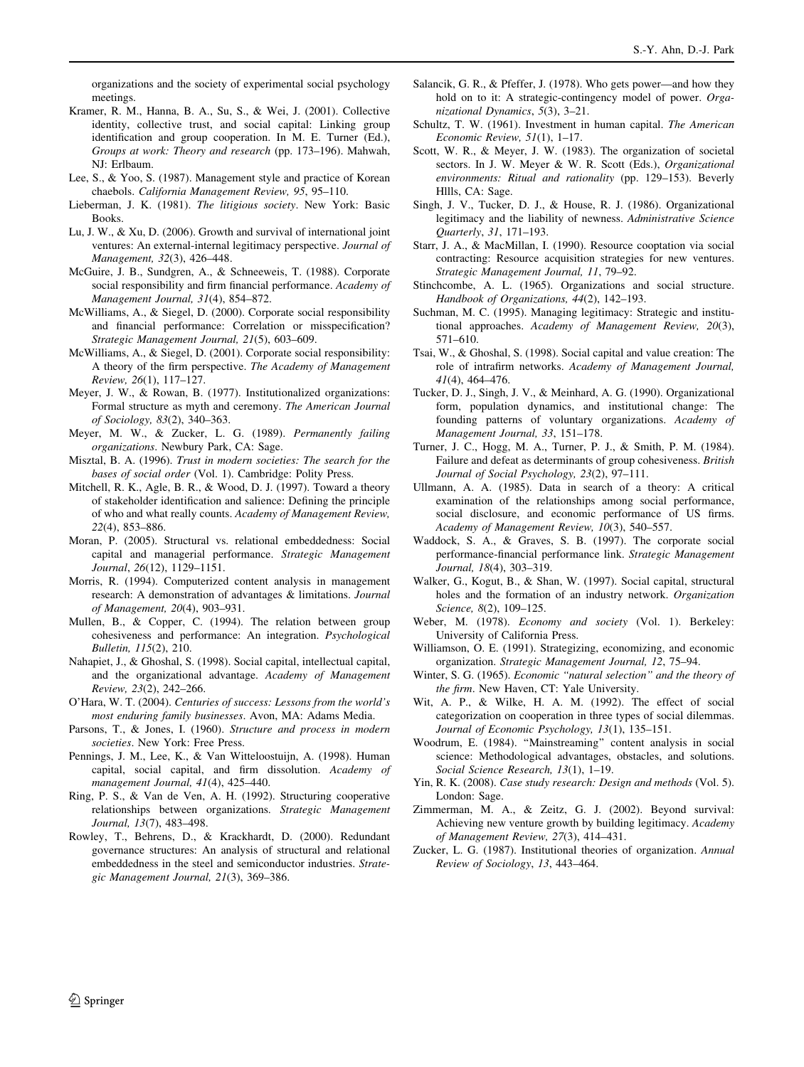organizations and the society of experimental social psychology meetings.

Kramer, R. M., Hanna, B. A., Su, S., & Wei, J. (2001). Collective identity, collective trust, and social capital: Linking group identification and group cooperation. In M. E. Turner (Ed.), *Groups at work: Theory and research* (pp. 173–196). Mahwah, NJ: Erlbaum.

Lee, S., & Yoo, S. (1987). Management style and practice of Korean chaebols. *California Management Review, 95*, 95–110.

Lieberman, J. K. (1981). *The litigious society*. New York: Basic Books.

Lu, J. W., & Xu, D. (2006). Growth and survival of international joint ventures: An external-internal legitimacy perspective. *Journal of Management, 32*(3), 426–448.

McGuire, J. B., Sundgren, A., & Schneeweis, T. (1988). Corporate social responsibility and firm financial performance. *Academy of Management Journal, 31*(4), 854–872.

McWilliams, A., & Siegel, D. (2000). Corporate social responsibility and financial performance: Correlation or misspecification? *Strategic Management Journal, 21*(5), 603–609.

McWilliams, A., & Siegel, D. (2001). Corporate social responsibility: A theory of the firm perspective. *The Academy of Management Review, 26*(1), 117–127.

Meyer, J. W., & Rowan, B. (1977). Institutionalized organizations: Formal structure as myth and ceremony. *The American Journal of Sociology, 83*(2), 340–363.

Meyer, M. W., & Zucker, L. G. (1989). *Permanently failing organizations*. Newbury Park, CA: Sage.

Misztal, B. A. (1996). *Trust in modern societies: The search for the bases of social order* (Vol. 1). Cambridge: Polity Press.

Mitchell, R. K., Agle, B. R., & Wood, D. J. (1997). Toward a theory of stakeholder identification and salience: Defining the principle of who and what really counts. *Academy of Management Review, 22*(4), 853–886.

Moran, P. (2005). Structural vs. relational embeddedness: Social capital and managerial performance. *Strategic Management Journal*, *26*(12), 1129–1151.

Morris, R. (1994). Computerized content analysis in management research: A demonstration of advantages & limitations. *Journal of Management, 20*(4), 903–931.

Mullen, B., & Copper, C. (1994). The relation between group cohesiveness and performance: An integration. *Psychological Bulletin, 115*(2), 210.

Nahapiet, J., & Ghoshal, S. (1998). Social capital, intellectual capital, and the organizational advantage. *Academy of Management Review, 23*(2), 242–266.

O'Hara, W. T. (2004). *Centuries of success: Lessons from the world's most enduring family businesses*. Avon, MA: Adams Media.

Parsons, T., & Jones, I. (1960). *Structure and process in modern societies*. New York: Free Press.

Pennings, J. M., Lee, K., & Van Witteloostuijn, A. (1998). Human capital, social capital, and firm dissolution. *Academy of management Journal, 41*(4), 425–440.

Ring, P. S., & Van de Ven, A. H. (1992). Structuring cooperative relationships between organizations. *Strategic Management Journal, 13*(7), 483–498.

Rowley, T., Behrens, D., & Krackhardt, D. (2000). Redundant governance structures: An analysis of structural and relational embeddedness in the steel and semiconductor industries. *Strategic Management Journal, 21*(3), 369–386.

Salancik, G. R., & Pfeffer, J. (1978). Who gets power—and how they hold on to it: A strategic-contingency model of power. *Organizational Dynamics*, *5*(3), 3–21.

Schultz, T. W. (1961). Investment in human capital. *The American Economic Review, 51*(1), 1–17.

Scott, W. R., & Meyer, J. W. (1983). The organization of societal sectors. In J. W. Meyer & W. R. Scott (Eds.), *Organizational environments: Ritual and rationality* (pp. 129–153). Beverly Hllls, CA: Sage.

Singh, J. V., Tucker, D. J., & House, R. J. (1986). Organizational legitimacy and the liability of newness. *Administrative Science Quarterly*, *31*, 171–193.

Starr, J. A., & MacMillan, I. (1990). Resource cooptation via social contracting: Resource acquisition strategies for new ventures. *Strategic Management Journal, 11*, 79–92.

Stinchcombe, A. L. (1965). Organizations and social structure. *Handbook of Organizations, 44*(2), 142–193.

Suchman, M. C. (1995). Managing legitimacy: Strategic and institutional approaches. *Academy of Management Review, 20*(3), 571–610.

Tsai, W., & Ghoshal, S. (1998). Social capital and value creation: The role of intrafirm networks. *Academy of Management Journal, 41*(4), 464–476.

Tucker, D. J., Singh, J. V., & Meinhard, A. G. (1990). Organizational form, population dynamics, and institutional change: The founding patterns of voluntary organizations. *Academy of Management Journal, 33*, 151–178.

Turner, J. C., Hogg, M. A., Turner, P. J., & Smith, P. M. (1984). Failure and defeat as determinants of group cohesiveness. *British Journal of Social Psychology, 23*(2), 97–111.

Ullmann, A. A. (1985). Data in search of a theory: A critical examination of the relationships among social performance, social disclosure, and economic performance of US firms. *Academy of Management Review, 10*(3), 540–557.

Waddock, S. A., & Graves, S. B. (1997). The corporate social performance-financial performance link. *Strategic Management Journal, 18*(4), 303–319.

Walker, G., Kogut, B., & Shan, W. (1997). Social capital, structural holes and the formation of an industry network. *Organization Science, 8*(2), 109–125.

Weber, M. (1978). *Economy and society* (Vol. 1). Berkeley: University of California Press.

Williamson, O. E. (1991). Strategizing, economizing, and economic organization. *Strategic Management Journal, 12*, 75–94.

Winter, S. G. (1965). *Economic "natural selection" and the theory of the firm*. New Haven, CT: Yale University.

Wit, A. P., & Wilke, H. A. M. (1992). The effect of social categorization on cooperation in three types of social dilemmas. *Journal of Economic Psychology, 13*(1), 135–151.

Woodrum, E. (1984). "Mainstreaming" content analysis in social science: Methodological advantages, obstacles, and solutions. *Social Science Research, 13*(1), 1–19.

Yin, R. K. (2008). *Case study research: Design and methods* (Vol. 5). London: Sage.

Zimmerman, M. A., & Zeitz, G. J. (2002). Beyond survival: Achieving new venture growth by building legitimacy. *Academy of Management Review, 27*(3), 414–431.

Zucker, L. G. (1987). Institutional theories of organization. *Annual Review of Sociology*, *13*, 443–464.